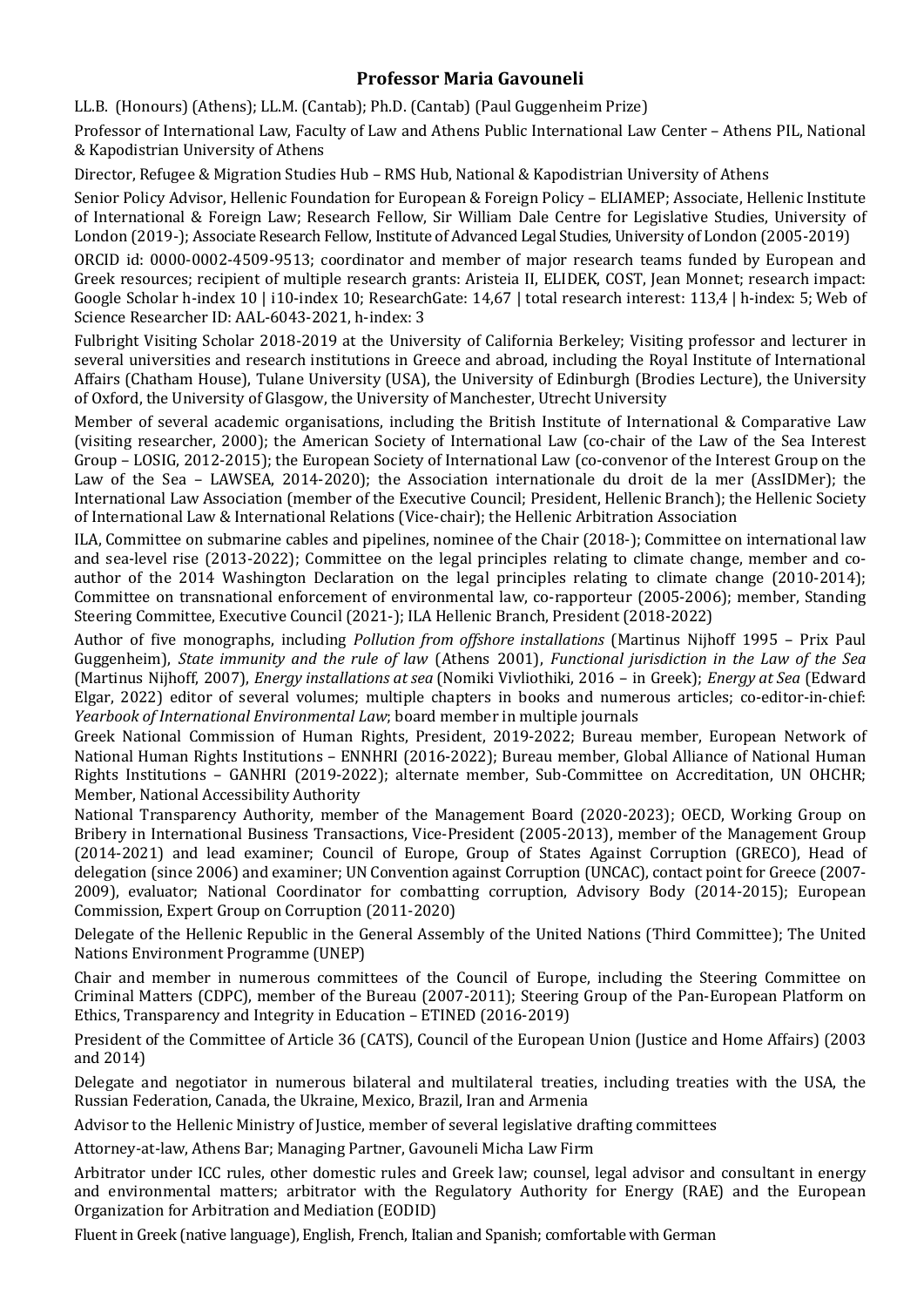# Professor Maria Gavouneli

LL.B. (Honours) (Athens); LL.M. (Cantab); Ph.D. (Cantab) (Paul Guggenheim Prize)

Professor of International Law, Faculty of Law and Athens Public International Law Center – Athens PIL, National & Kapodistrian University of Athens

Director, Refugee & Migration Studies Hub – RMS Hub, National & Kapodistrian University of Athens

Senior Policy Advisor, Hellenic Foundation for European & Foreign Policy – ELIAMEP; Associate, Hellenic Institute of International & Foreign Law; Research Fellow, Sir William Dale Centre for Legislative Studies, University of London (2019-); Associate Research Fellow, Institute of Advanced Legal Studies, University of London (2005-2019)

ORCID id: 0000-0002-4509-9513; coordinator and member of major research teams funded by European and Greek resources; recipient of multiple research grants: Aristeia II, ELIDEK, COST, Jean Monnet; research impact: Google Scholar h-index 10 | i10-index 10; ResearchGate: 14,67 | total research interest: 113,4 | h-index: 5; Web of Science Researcher ID: AAL-6043-2021, h-index: 3

Fulbright Visiting Scholar 2018-2019 at the University of California Berkeley; Visiting professor and lecturer in several universities and research institutions in Greece and abroad, including the Royal Institute of International Affairs (Chatham House), Tulane University (USA), the University of Edinburgh (Brodies Lecture), the University of Oxford, the University of Glasgow, the University of Manchester, Utrecht University

Member of several academic organisations, including the British Institute of International & Comparative Law (visiting researcher, 2000); the American Society of International Law (co-chair of the Law of the Sea Interest Group – LOSIG, 2012-2015); the European Society of International Law (co-convenor of the Interest Group on the Law of the Sea – LAWSEA, 2014-2020); the Association internationale du droit de la mer (AssIDMer); the International Law Association (member of the Executive Council; President, Hellenic Branch); the Hellenic Society of International Law & International Relations (Vice-chair); the Hellenic Arbitration Association

ILA, Committee on submarine cables and pipelines, nominee of the Chair (2018-); Committee on international law and sea-level rise (2013-2022); Committee on the legal principles relating to climate change, member and co-author of the 2014 Washington Declaration on the legal principles relating to climate change (2010-2014); Committee on transnational enforcement of environmental law, co-rapporteur (2005-2006); member, Standing Steering Committee, Executive Council (2021-); ILA Hellenic Branch, President (2018-2022)

Author of five monographs, including *Pollution from offshore installations* (Martinus Nijhoff 1995 – Prix Paul Guggenheim), *State immunity and the rule of law* (Athens 2001), *Functional jurisdiction in the Law of the Sea* (Martinus Nijhoff, 2007), *Energy installations at sea* (Nomiki Vivliothiki, 2016 – in Greek); *Energy at Sea* (Edward Elgar, 2022) editor of several volumes; multiple chapters in books and numerous articles; co-editor-in-chief: *Yearbook of International Environmental Law*; board member in multiple journals

Greek National Commission of Human Rights, President, 2019-2022; Bureau member, European Network of National Human Rights Institutions – ENNHRI (2016-2022); Bureau member, Global Alliance of National Human Rights Institutions – GANHRI (2019-2022); alternate member, Sub-Committee on Accreditation, UN OHCHR; Member, National Accessibility Authority

National Transparency Authority, member of the Management Board (2020-2023); OECD, Working Group on Bribery in International Business Transactions, Vice-President (2005-2013), member of the Management Group (2014-2021) and lead examiner; Council of Europe, Group of States Against Corruption (GRECO), Head of delegation (since 2006) and examiner; UN Convention against Corruption (UNCAC), contact point for Greece (2007-2009), evaluator; National Coordinator for combatting corruption, Advisory Body (2014-2015); European Commission, Expert Group on Corruption (2011-2020)

Delegate of the Hellenic Republic in the General Assembly of the United Nations (Third Committee); The United Nations Environment Programme (UNEP)

Chair and member in numerous committees of the Council of Europe, including the Steering Committee on Criminal Matters (CDPC), member of the Bureau (2007-2011); Steering Group of the Pan-European Platform on Ethics, Transparency and Integrity in Education – ETINED (2016-2019)

President of the Committee of Article 36 (CATS), Council of the European Union (Justice and Home Affairs) (2003 and 2014)

Delegate and negotiator in numerous bilateral and multilateral treaties, including treaties with the USA, the Russian Federation, Canada, the Ukraine, Mexico, Brazil, Iran and Armenia

Advisor to the Hellenic Ministry of Justice, member of several legislative drafting committees

Attorney-at-law, Athens Bar; Managing Partner, Gavouneli Micha Law Firm

Arbitrator under ICC rules, other domestic rules and Greek law; counsel, legal advisor and consultant in energy and environmental matters; arbitrator with the Regulatory Authority for Energy (RAE) and the European Organization for Arbitration and Mediation (EODID)

Fluent in Greek (native language), English, French, Italian and Spanish; comfortable with German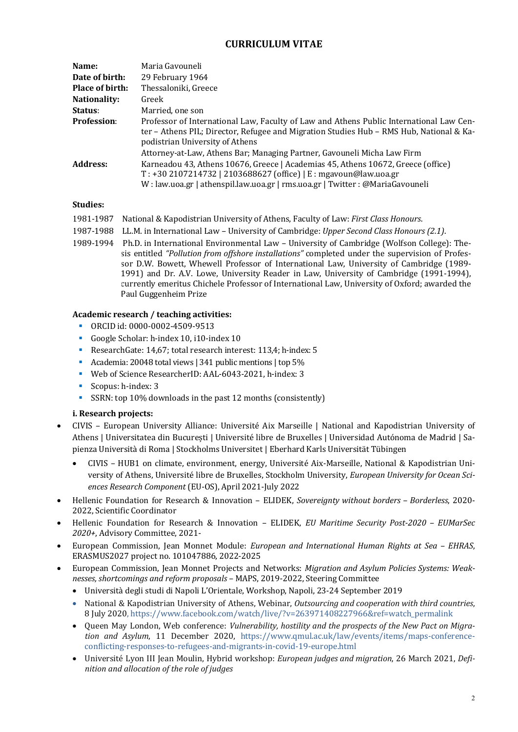# CURRICULUM VITAE

| | |
|---|---|
| **Name:** | Maria Gavouneli |
| **Date of birth:** | 29 February 1964 |
| **Place of birth:** | Thessaloniki, Greece |
| **Nationality:** | Greek |
| **Status:** | Married, one son |
| **Profession:** | Professor of International Law, Faculty of Law and Athens Public International Law Center – Athens PIL; Director, Refugee and Migration Studies Hub – RMS Hub, National & Kapodistrian University of Athens<br>Attorney-at-Law, Athens Bar; Managing Partner, Gavouneli Micha Law Firm |
| **Address:** | Karneadou 43, Athens 10676, Greece \| Academias 45, Athens 10672, Greece (office)<br>T : +30 2107214732 \| 2103688627 (office) \| E : mgavoun@law.uoa.gr<br>W : law.uoa.gr \| athenspil.law.uoa.gr \| rms.uoa.gr \| Twitter : @MariaGavouneli |

**Studies:**

1981-1987 National & Kapodistrian University of Athens, Faculty of Law: *First Class Honours*.

1987-1988 LL.M. in International Law – University of Cambridge: *Upper Second Class Honours (2.1)*.

1989-1994 Ph.D. in International Environmental Law – University of Cambridge (Wolfson College): Thesis entitled *"Pollution from offshore installations"* completed under the supervision of Professor D.W. Bowett, Whewell Professor of International Law, University of Cambridge (1989-1991) and Dr. A.V. Lowe, University Reader in Law, University of Cambridge (1991-1994), currently emeritus Chichele Professor of International Law, University of Oxford; awarded the Paul Guggenheim Prize

**Academic research / teaching activities:**

- ORCID id: 0000-0002-4509-9513
- Google Scholar: h-index 10, i10-index 10
- ResearchGate: 14,67; total research interest: 113,4; h-index: 5
- Academia: 20048 total views | 341 public mentions | top 5%
- Web of Science ResearcherID: AAL-6043-2021, h-index: 3
- Scopus: h-index: 3
- SSRN: top 10% downloads in the past 12 months (consistently)

**i. Research projects:**

- CIVIS – European University Alliance: Université Aix Marseille | National and Kapodistrian University of Athens | Universitatea din București | Université libre de Bruxelles | Universidad Autónoma de Madrid | Sapienza Università di Roma | Stockholms Universitet | Eberhard Karls Universität Tübingen
  - CIVIS – HUB1 on climate, environment, energy, Université Aix-Marseille, National & Kapodistrian University of Athens, Université libre de Bruxelles, Stockholm University, *European University for Ocean Sciences Research Component* (EU-OS), April 2021-July 2022
- Hellenic Foundation for Research & Innovation – ELIDEK, *Sovereignty without borders – Borderless*, 2020-2022, Scientific Coordinator
- Hellenic Foundation for Research & Innovation – ELIDEK, *EU Maritime Security Post-2020 – EUMarSec 2020+*, Advisory Committee, 2021-
- European Commission, Jean Monnet Module: *European and International Human Rights at Sea – EHRAS*, ERASMUS2027 project no. 101047886, 2022-2025
- European Commission, Jean Monnet Projects and Networks: *Migration and Asylum Policies Systems: Weaknesses, shortcomings and reform proposals* – MAPS, 2019-2022, Steering Committee
  - Università degli studi di Napoli L'Orientale, Workshop, Napoli, 23-24 September 2019
  - National & Kapodistrian University of Athens, Webinar, *Outsourcing and cooperation with third countries*, 8 July 2020, https://www.facebook.com/watch/live/?v=263971408227966&ref=watch_permalink
  - Queen May London, Web conference: *Vulnerability, hostility and the prospects of the New Pact on Migration and Asylum*, 11 December 2020, https://www.qmul.ac.uk/law/events/items/maps-conference-conflicting-responses-to-refugees-and-migrants-in-covid-19-europe.html
  - Université Lyon III Jean Moulin, Hybrid workshop: *European judges and migration*, 26 March 2021, *Definition and allocation of the role of judges*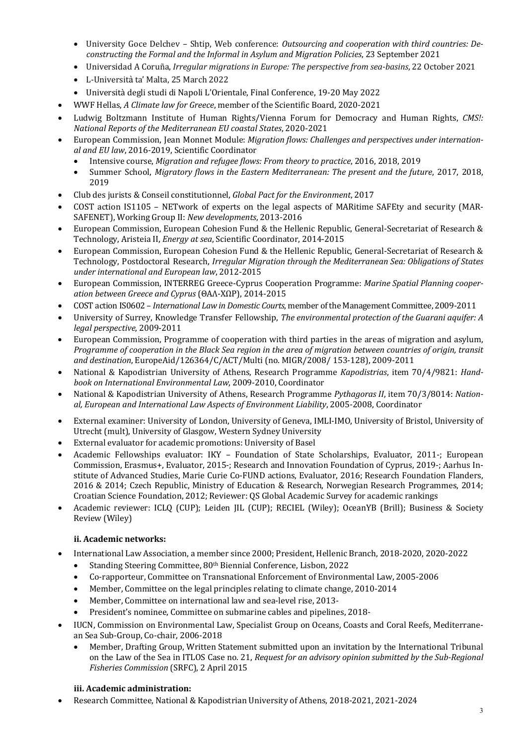- University Goce Delchev – Shtip, Web conference: *Outsourcing and cooperation with third countries: Deconstructing the Formal and the Informal in Asylum and Migration Policies*, 23 September 2021
  - Universidad A Coruña, *Irregular migrations in Europe: The perspective from sea-basins*, 22 October 2021
  - L-Università ta' Malta, 25 March 2022
  - Università degli studi di Napoli L'Orientale, Final Conference, 19-20 May 2022
- WWF Hellas, *A Climate law for Greece*, member of the Scientific Board, 2020-2021
- Ludwig Boltzmann Institute of Human Rights/Vienna Forum for Democracy and Human Rights, *CMS!: National Reports of the Mediterranean EU coastal States*, 2020-2021
- European Commission, Jean Monnet Module: *Migration flows: Challenges and perspectives under international and EU law*, 2016-2019, Scientific Coordinator
  - Intensive course, *Migration and refugee flows: From theory to practice*, 2016, 2018, 2019
  - Summer School, *Migratory flows in the Eastern Mediterranean: The present and the future*, 2017, 2018, 2019
- Club des jurists & Conseil constitutionnel, *Global Pact for the Environment*, 2017
- COST action IS1105 – NETwork of experts on the legal aspects of MARitime SAFEty and security (MARSAFENET), Working Group II: *New developments*, 2013-2016
- European Commission, European Cohesion Fund & the Hellenic Republic, General-Secretariat of Research & Technology, Aristeia II, *Energy at sea*, Scientific Coordinator, 2014-2015
- European Commission, European Cohesion Fund & the Hellenic Republic, General-Secretariat of Research & Technology, Postdoctoral Research, *Irregular Migration through the Mediterranean Sea: Obligations of States under international and European law*, 2012-2015
- European Commission, INTERREG Greece-Cyprus Cooperation Programme: *Marine Spatial Planning cooperation between Greece and Cyprus* (ΘΑΛ-ΧΩΡ), 2014-2015
- COST action IS0602 – *International Law in Domestic Courts*, member of the Management Committee, 2009-2011
- University of Surrey, Knowledge Transfer Fellowship, *The environmental protection of the Guarani aquifer: A legal perspective*, 2009-2011
- European Commission, Programme of cooperation with third parties in the areas of migration and asylum, *Programme of cooperation in the Black Sea region in the area of migration between countries of origin, transit and destination*, EuropeAid/126364/C/ACT/Multi (no. MIGR/2008/ 153-128), 2009-2011
- National & Kapodistrian University of Athens, Research Programme *Kapodistrias*, item 70/4/9821: *Handbook on International Environmental Law*, 2009-2010, Coordinator
- National & Kapodistrian University of Athens, Research Programme *Pythagoras II*, item 70/3/8014: *National, European and International Law Aspects of Environment Liability*, 2005-2008, Coordinator
- External examiner: University of London, University of Geneva, IMLI-IMO, University of Bristol, University of Utrecht (mult), University of Glasgow, Western Sydney University
- External evaluator for academic promotions: University of Basel
- Academic Fellowships evaluator: IKY – Foundation of State Scholarships, Evaluator, 2011-; European Commission, Erasmus+, Evaluator, 2015-; Research and Innovation Foundation of Cyprus, 2019-; Aarhus Institute of Advanced Studies, Marie Curie Co-FUND actions, Evaluator, 2016; Research Foundation Flanders, 2016 & 2014; Czech Republic, Ministry of Education & Research, Norwegian Research Programmes, 2014; Croatian Science Foundation, 2012; Reviewer: QS Global Academic Survey for academic rankings
- Academic reviewer: ICLQ (CUP); Leiden JIL (CUP); RECIEL (Wiley); OceanYB (Brill); Business & Society Review (Wiley)

**ii. Academic networks:**

- International Law Association, a member since 2000; President, Hellenic Branch, 2018-2020, 2020-2022
  - Standing Steering Committee, 80th Biennial Conference, Lisbon, 2022
  - Co-rapporteur, Committee on Transnational Enforcement of Environmental Law, 2005-2006
  - Member, Committee on the legal principles relating to climate change, 2010-2014
  - Member, Committee on international law and sea-level rise, 2013-
  - President's nominee, Committee on submarine cables and pipelines, 2018-
- IUCN, Commission on Environmental Law, Specialist Group on Oceans, Coasts and Coral Reefs, Mediterranean Sea Sub-Group, Co-chair, 2006-2018
  - Member, Drafting Group, Written Statement submitted upon an invitation by the International Tribunal on the Law of the Sea in ITLOS Case no. 21, *Request for an advisory opinion submitted by the Sub-Regional Fisheries Commission* (SRFC), 2 April 2015

**iii. Academic administration:**

- Research Committee, National & Kapodistrian University of Athens, 2018-2021, 2021-2024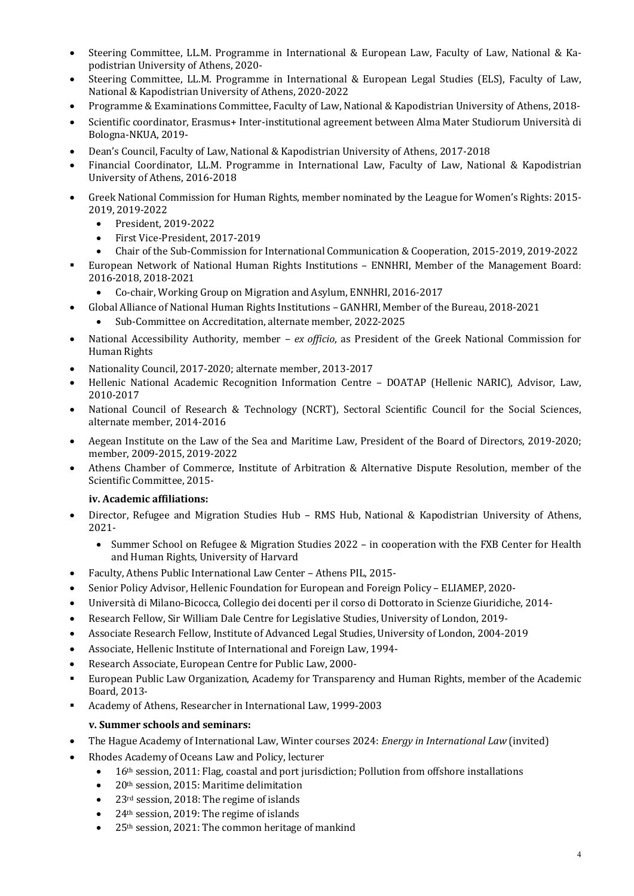- Steering Committee, LL.M. Programme in International & European Law, Faculty of Law, National & Kapodistrian University of Athens, 2020-
- Steering Committee, LL.M. Programme in International & European Legal Studies (ELS), Faculty of Law, National & Kapodistrian University of Athens, 2020-2022
- Programme & Examinations Committee, Faculty of Law, National & Kapodistrian University of Athens, 2018-
- Scientific coordinator, Erasmus+ Inter-institutional agreement between Alma Mater Studiorum Università di Bologna-NKUA, 2019-
- Dean's Council, Faculty of Law, National & Kapodistrian University of Athens, 2017-2018
- Financial Coordinator, LL.M. Programme in International Law, Faculty of Law, National & Kapodistrian University of Athens, 2016-2018
- Greek National Commission for Human Rights, member nominated by the League for Women's Rights: 2015-2019, 2019-2022
  - President, 2019-2022
  - First Vice-President, 2017-2019
  - Chair of the Sub-Commission for International Communication & Cooperation, 2015-2019, 2019-2022
- European Network of National Human Rights Institutions – ENNHRI, Member of the Management Board: 2016-2018, 2018-2021
  - Co-chair, Working Group on Migration and Asylum, ENNHRI, 2016-2017
- Global Alliance of National Human Rights Institutions – GANHRI, Member of the Bureau, 2018-2021
  - Sub-Committee on Accreditation, alternate member, 2022-2025
- National Accessibility Authority, member – *ex officio*, as President of the Greek National Commission for Human Rights
- Nationality Council, 2017-2020; alternate member, 2013-2017
- Hellenic National Academic Recognition Information Centre – DOATAP (Hellenic NARIC), Advisor, Law, 2010-2017
- National Council of Research & Technology (NCRT), Sectoral Scientific Council for the Social Sciences, alternate member, 2014-2016
- Aegean Institute on the Law of the Sea and Maritime Law, President of the Board of Directors, 2019-2020; member, 2009-2015, 2019-2022
- Athens Chamber of Commerce, Institute of Arbitration & Alternative Dispute Resolution, member of the Scientific Committee, 2015-

**iv. Academic affiliations:**

- Director, Refugee and Migration Studies Hub – RMS Hub, National & Kapodistrian University of Athens, 2021-
  - Summer School on Refugee & Migration Studies 2022 – in cooperation with the FXB Center for Health and Human Rights, University of Harvard
- Faculty, Athens Public International Law Center – Athens PIL, 2015-
- Senior Policy Advisor, Hellenic Foundation for European and Foreign Policy – ELIAMEP, 2020-
- Università di Milano-Bicocca, Collegio dei docenti per il corso di Dottorato in Scienze Giuridiche, 2014-
- Research Fellow, Sir William Dale Centre for Legislative Studies, University of London, 2019-
- Associate Research Fellow, Institute of Advanced Legal Studies, University of London, 2004-2019
- Associate, Hellenic Institute of International and Foreign Law, 1994-
- Research Associate, European Centre for Public Law, 2000-
- European Public Law Organization, Academy for Transparency and Human Rights, member of the Academic Board, 2013-
- Academy of Athens, Researcher in International Law, 1999-2003

**v. Summer schools and seminars:**

- The Hague Academy of International Law, Winter courses 2024: *Energy in International Law* (invited)
- Rhodes Academy of Oceans Law and Policy, lecturer
  - 16th session, 2011: Flag, coastal and port jurisdiction; Pollution from offshore installations
  - 20th session, 2015: Maritime delimitation
  - 23rd session, 2018: The regime of islands
  - 24th session, 2019: The regime of islands
  - 25th session, 2021: The common heritage of mankind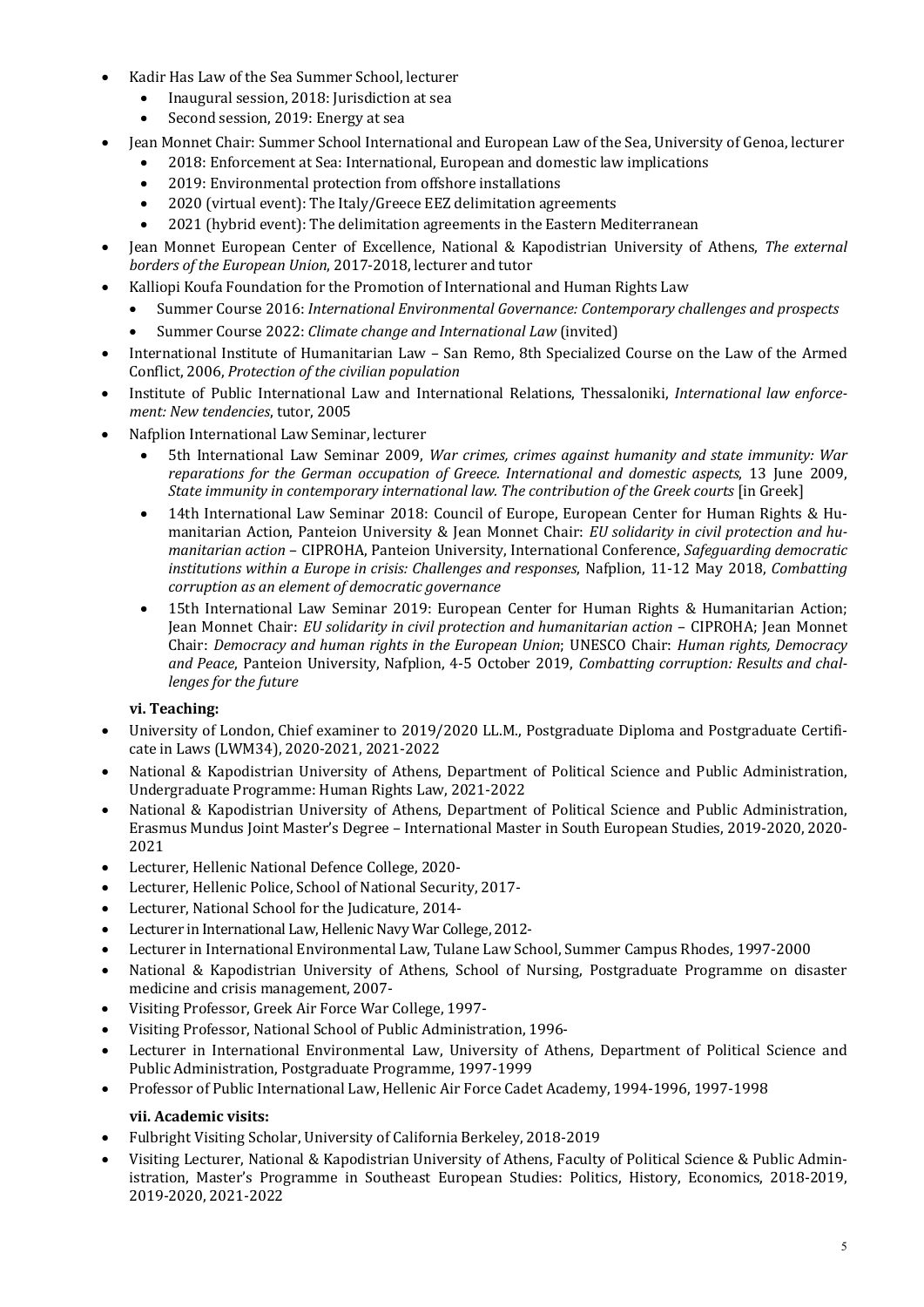- Kadir Has Law of the Sea Summer School, lecturer
  - Inaugural session, 2018: Jurisdiction at sea
  - Second session, 2019: Energy at sea
- Jean Monnet Chair: Summer School International and European Law of the Sea, University of Genoa, lecturer
  - 2018: Enforcement at Sea: International, European and domestic law implications
  - 2019: Environmental protection from offshore installations
  - 2020 (virtual event): The Italy/Greece EEZ delimitation agreements
  - 2021 (hybrid event): The delimitation agreements in the Eastern Mediterranean
- Jean Monnet European Center of Excellence, National & Kapodistrian University of Athens, *The external borders of the European Union*, 2017-2018, lecturer and tutor
- Kalliopi Koufa Foundation for the Promotion of International and Human Rights Law
  - Summer Course 2016: *International Environmental Governance: Contemporary challenges and prospects*
  - Summer Course 2022: *Climate change and International Law* (invited)
- International Institute of Humanitarian Law – San Remo, 8th Specialized Course on the Law of the Armed Conflict, 2006, *Protection of the civilian population*
- Institute of Public International Law and International Relations, Thessaloniki, *International law enforcement: New tendencies*, tutor, 2005
- Nafplion International Law Seminar, lecturer
  - 5th International Law Seminar 2009, *War crimes, crimes against humanity and state immunity: War reparations for the German occupation of Greece. International and domestic aspects*, 13 June 2009, *State immunity in contemporary international law. The contribution of the Greek courts* [in Greek]
  - 14th International Law Seminar 2018: Council of Europe, European Center for Human Rights & Humanitarian Action, Panteion University & Jean Monnet Chair: *EU solidarity in civil protection and humanitarian action* – CIPROHA, Panteion University, International Conference, *Safeguarding democratic institutions within a Europe in crisis: Challenges and responses*, Nafplion, 11-12 May 2018, *Combatting corruption as an element of democratic governance*
  - 15th International Law Seminar 2019: European Center for Human Rights & Humanitarian Action; Jean Monnet Chair: *EU solidarity in civil protection and humanitarian action* – CIPROHA; Jean Monnet Chair: *Democracy and human rights in the European Union*; UNESCO Chair: *Human rights, Democracy and Peace*, Panteion University, Nafplion, 4-5 October 2019, *Combatting corruption: Results and challenges for the future*

**vi. Teaching:**

- University of London, Chief examiner to 2019/2020 LL.M., Postgraduate Diploma and Postgraduate Certificate in Laws (LWM34), 2020-2021, 2021-2022
- National & Kapodistrian University of Athens, Department of Political Science and Public Administration, Undergraduate Programme: Human Rights Law, 2021-2022
- National & Kapodistrian University of Athens, Department of Political Science and Public Administration, Erasmus Mundus Joint Master's Degree – International Master in South European Studies, 2019-2020, 2020-2021
- Lecturer, Hellenic National Defence College, 2020-
- Lecturer, Hellenic Police, School of National Security, 2017-
- Lecturer, National School for the Judicature, 2014-
- Lecturer in International Law, Hellenic Navy War College, 2012-
- Lecturer in International Environmental Law, Tulane Law School, Summer Campus Rhodes, 1997-2000
- National & Kapodistrian University of Athens, School of Nursing, Postgraduate Programme on disaster medicine and crisis management, 2007-
- Visiting Professor, Greek Air Force War College, 1997-
- Visiting Professor, National School of Public Administration, 1996-
- Lecturer in International Environmental Law, University of Athens, Department of Political Science and Public Administration, Postgraduate Programme, 1997-1999
- Professor of Public International Law, Hellenic Air Force Cadet Academy, 1994-1996, 1997-1998

**vii. Academic visits:**

- Fulbright Visiting Scholar, University of California Berkeley, 2018-2019
- Visiting Lecturer, National & Kapodistrian University of Athens, Faculty of Political Science & Public Administration, Master's Programme in Southeast European Studies: Politics, History, Economics, 2018-2019, 2019-2020, 2021-2022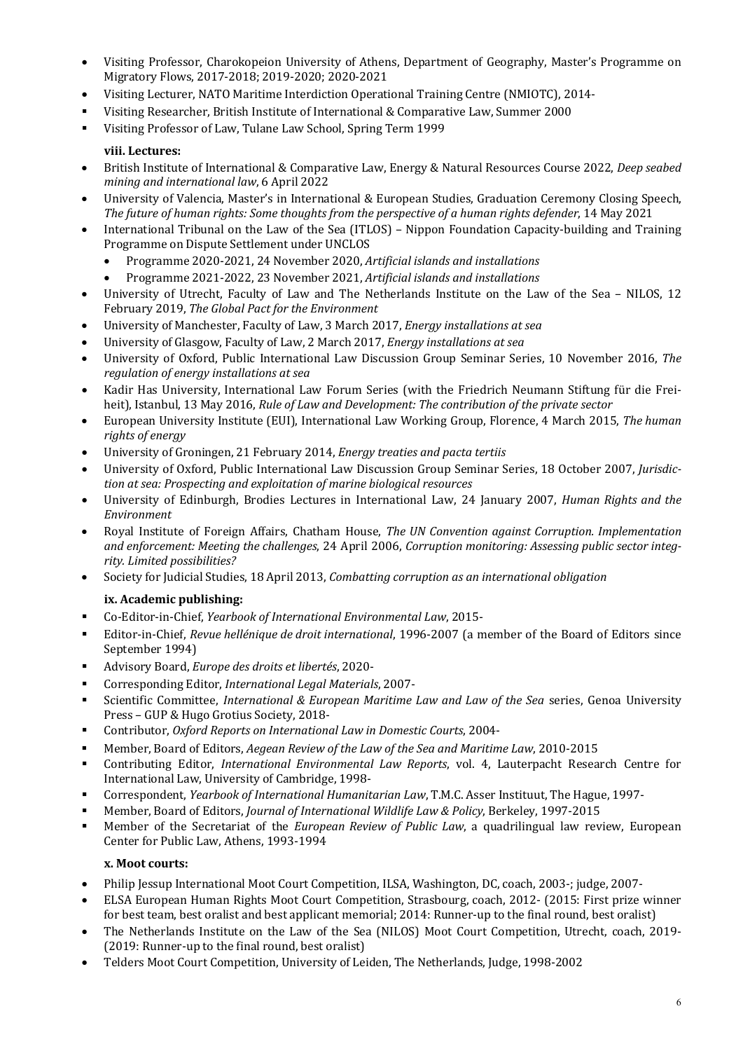- Visiting Professor, Charokopeion University of Athens, Department of Geography, Master's Programme on Migratory Flows, 2017-2018; 2019-2020; 2020-2021
- Visiting Lecturer, NATO Maritime Interdiction Operational Training Centre (NMIOTC), 2014-
- Visiting Researcher, British Institute of International & Comparative Law, Summer 2000
- Visiting Professor of Law, Tulane Law School, Spring Term 1999

### viii. Lectures:

- British Institute of International & Comparative Law, Energy & Natural Resources Course 2022, *Deep seabed mining and international law*, 6 April 2022
- University of Valencia, Master's in International & European Studies, Graduation Ceremony Closing Speech, *The future of human rights: Some thoughts from the perspective of a human rights defender*, 14 May 2021
- International Tribunal on the Law of the Sea (ITLOS) – Nippon Foundation Capacity-building and Training Programme on Dispute Settlement under UNCLOS
  - Programme 2020-2021, 24 November 2020, *Artificial islands and installations*
  - Programme 2021-2022, 23 November 2021, *Artificial islands and installations*
- University of Utrecht, Faculty of Law and The Netherlands Institute on the Law of the Sea – NILOS, 12 February 2019, *The Global Pact for the Environment*
- University of Manchester, Faculty of Law, 3 March 2017, *Energy installations at sea*
- University of Glasgow, Faculty of Law, 2 March 2017, *Energy installations at sea*
- University of Oxford, Public International Law Discussion Group Seminar Series, 10 November 2016, *The regulation of energy installations at sea*
- Kadir Has University, International Law Forum Series (with the Friedrich Neumann Stiftung für die Freiheit), Istanbul, 13 May 2016, *Rule of Law and Development: The contribution of the private sector*
- European University Institute (EUI), International Law Working Group, Florence, 4 March 2015, *The human rights of energy*
- University of Groningen, 21 February 2014, *Energy treaties and pacta tertiis*
- University of Oxford, Public International Law Discussion Group Seminar Series, 18 October 2007, *Jurisdiction at sea: Prospecting and exploitation of marine biological resources*
- University of Edinburgh, Brodies Lectures in International Law, 24 January 2007, *Human Rights and the Environment*
- Royal Institute of Foreign Affairs, Chatham House, *The UN Convention against Corruption. Implementation and enforcement: Meeting the challenges*, 24 April 2006, *Corruption monitoring: Assessing public sector integrity. Limited possibilities?*
- Society for Judicial Studies, 18 April 2013, *Combatting corruption as an international obligation*

### ix. Academic publishing:

- Co-Editor-in-Chief, *Yearbook of International Environmental Law*, 2015-
- Editor-in-Chief, *Revue hellénique de droit international*, 1996-2007 (a member of the Board of Editors since September 1994)
- Advisory Board, *Europe des droits et libertés*, 2020-
- Corresponding Editor, *International Legal Materials*, 2007-
- Scientific Committee, *International & European Maritime Law and Law of the Sea* series, Genoa University Press – GUP & Hugo Grotius Society, 2018-
- Contributor, *Oxford Reports on International Law in Domestic Courts*, 2004-
- Member, Board of Editors, *Aegean Review of the Law of the Sea and Maritime Law*, 2010-2015
- Contributing Editor, *International Environmental Law Reports*, vol. 4, Lauterpacht Research Centre for International Law, University of Cambridge, 1998-
- Correspondent, *Yearbook of International Humanitarian Law*, T.M.C. Asser Instituut, The Hague, 1997-
- Member, Board of Editors, *Journal of International Wildlife Law & Policy*, Berkeley, 1997-2015
- Member of the Secretariat of the *European Review of Public Law*, a quadrilingual law review, European Center for Public Law, Athens, 1993-1994

### x. Moot courts:

- Philip Jessup International Moot Court Competition, ILSA, Washington, DC, coach, 2003-; judge, 2007-
- ELSA European Human Rights Moot Court Competition, Strasbourg, coach, 2012- (2015: First prize winner for best team, best oralist and best applicant memorial; 2014: Runner-up to the final round, best oralist)
- The Netherlands Institute on the Law of the Sea (NILOS) Moot Court Competition, Utrecht, coach, 2019- (2019: Runner-up to the final round, best oralist)
- Telders Moot Court Competition, University of Leiden, The Netherlands, Judge, 1998-2002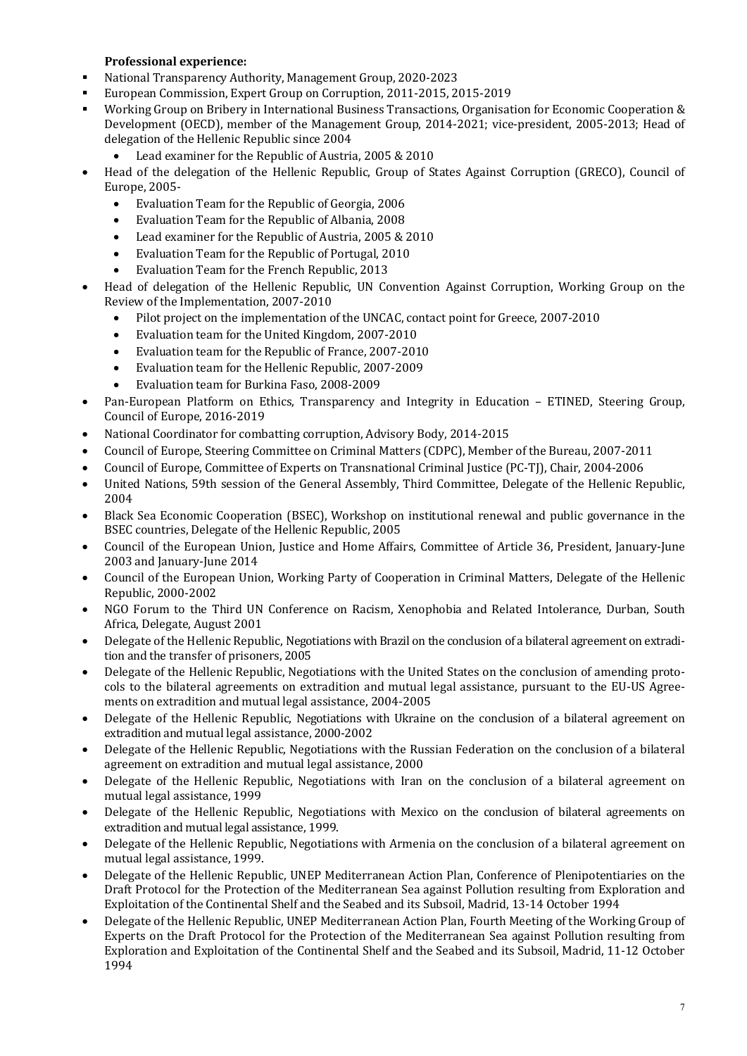**Professional experience:**

- National Transparency Authority, Management Group, 2020-2023
- European Commission, Expert Group on Corruption, 2011-2015, 2015-2019
- Working Group on Bribery in International Business Transactions, Organisation for Economic Cooperation & Development (OECD), member of the Management Group, 2014-2021; vice-president, 2005-2013; Head of delegation of the Hellenic Republic since 2004
  - Lead examiner for the Republic of Austria, 2005 & 2010
- Head of the delegation of the Hellenic Republic, Group of States Against Corruption (GRECO), Council of Europe, 2005-
  - Evaluation Team for the Republic of Georgia, 2006
  - Evaluation Team for the Republic of Albania, 2008
  - Lead examiner for the Republic of Austria, 2005 & 2010
  - Evaluation Team for the Republic of Portugal, 2010
  - Evaluation Team for the French Republic, 2013
- Head of delegation of the Hellenic Republic, UN Convention Against Corruption, Working Group on the Review of the Implementation, 2007-2010
  - Pilot project on the implementation of the UNCAC, contact point for Greece, 2007-2010
  - Evaluation team for the United Kingdom, 2007-2010
  - Evaluation team for the Republic of France, 2007-2010
  - Evaluation team for the Hellenic Republic, 2007-2009
  - Evaluation team for Burkina Faso, 2008-2009
- Pan-European Platform on Ethics, Transparency and Integrity in Education – ETINED, Steering Group, Council of Europe, 2016-2019
- National Coordinator for combatting corruption, Advisory Body, 2014-2015
- Council of Europe, Steering Committee on Criminal Matters (CDPC), Member of the Bureau, 2007-2011
- Council of Europe, Committee of Experts on Transnational Criminal Justice (PC-TJ), Chair, 2004-2006
- United Nations, 59th session of the General Assembly, Third Committee, Delegate of the Hellenic Republic, 2004
- Black Sea Economic Cooperation (BSEC), Workshop on institutional renewal and public governance in the BSEC countries, Delegate of the Hellenic Republic, 2005
- Council of the European Union, Justice and Home Affairs, Committee of Article 36, President, January-June 2003 and January-June 2014
- Council of the European Union, Working Party of Cooperation in Criminal Matters, Delegate of the Hellenic Republic, 2000-2002
- NGO Forum to the Third UN Conference on Racism, Xenophobia and Related Intolerance, Durban, South Africa, Delegate, August 2001
- Delegate of the Hellenic Republic, Negotiations with Brazil on the conclusion of a bilateral agreement on extradition and the transfer of prisoners, 2005
- Delegate of the Hellenic Republic, Negotiations with the United States on the conclusion of amending protocols to the bilateral agreements on extradition and mutual legal assistance, pursuant to the EU-US Agreements on extradition and mutual legal assistance, 2004-2005
- Delegate of the Hellenic Republic, Negotiations with Ukraine on the conclusion of a bilateral agreement on extradition and mutual legal assistance, 2000-2002
- Delegate of the Hellenic Republic, Negotiations with the Russian Federation on the conclusion of a bilateral agreement on extradition and mutual legal assistance, 2000
- Delegate of the Hellenic Republic, Negotiations with Iran on the conclusion of a bilateral agreement on mutual legal assistance, 1999
- Delegate of the Hellenic Republic, Negotiations with Mexico on the conclusion of bilateral agreements on extradition and mutual legal assistance, 1999.
- Delegate of the Hellenic Republic, Negotiations with Armenia on the conclusion of a bilateral agreement on mutual legal assistance, 1999.
- Delegate of the Hellenic Republic, UNEP Mediterranean Action Plan, Conference of Plenipotentiaries on the Draft Protocol for the Protection of the Mediterranean Sea against Pollution resulting from Exploration and Exploitation of the Continental Shelf and the Seabed and its Subsoil, Madrid, 13-14 October 1994
- Delegate of the Hellenic Republic, UNEP Mediterranean Action Plan, Fourth Meeting of the Working Group of Experts on the Draft Protocol for the Protection of the Mediterranean Sea against Pollution resulting from Exploration and Exploitation of the Continental Shelf and the Seabed and its Subsoil, Madrid, 11-12 October 1994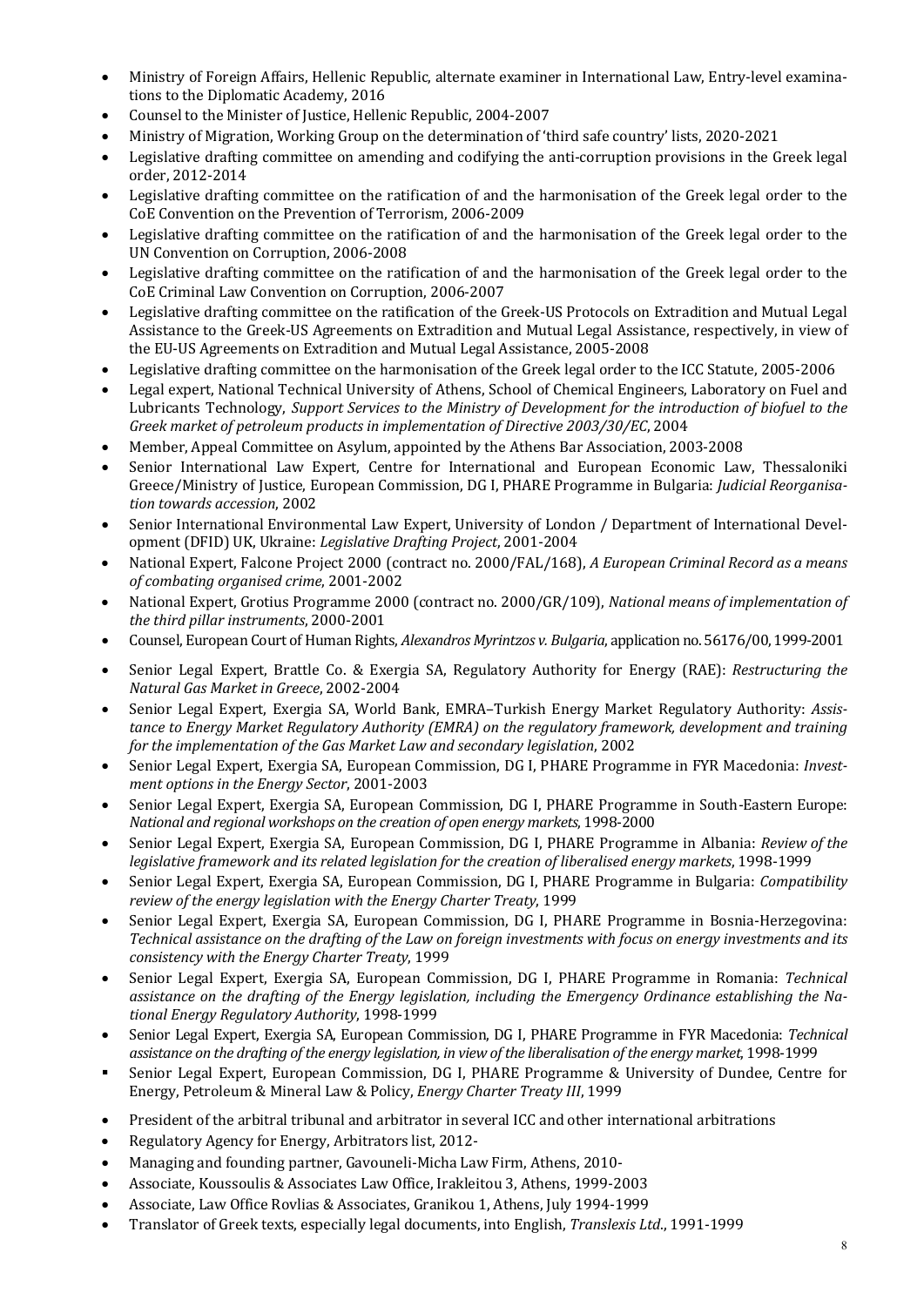- Ministry of Foreign Affairs, Hellenic Republic, alternate examiner in International Law, Entry-level examinations to the Diplomatic Academy, 2016
- Counsel to the Minister of Justice, Hellenic Republic, 2004-2007
- Ministry of Migration, Working Group on the determination of 'third safe country' lists, 2020-2021
- Legislative drafting committee on amending and codifying the anti-corruption provisions in the Greek legal order, 2012-2014
- Legislative drafting committee on the ratification of and the harmonisation of the Greek legal order to the CoE Convention on the Prevention of Terrorism, 2006-2009
- Legislative drafting committee on the ratification of and the harmonisation of the Greek legal order to the UN Convention on Corruption, 2006-2008
- Legislative drafting committee on the ratification of and the harmonisation of the Greek legal order to the CoE Criminal Law Convention on Corruption, 2006-2007
- Legislative drafting committee on the ratification of the Greek-US Protocols on Extradition and Mutual Legal Assistance to the Greek-US Agreements on Extradition and Mutual Legal Assistance, respectively, in view of the EU-US Agreements on Extradition and Mutual Legal Assistance, 2005-2008
- Legislative drafting committee on the harmonisation of the Greek legal order to the ICC Statute, 2005-2006
- Legal expert, National Technical University of Athens, School of Chemical Engineers, Laboratory on Fuel and Lubricants Technology, *Support Services to the Ministry of Development for the introduction of biofuel to the Greek market of petroleum products in implementation of Directive 2003/30/EC*, 2004
- Member, Appeal Committee on Asylum, appointed by the Athens Bar Association, 2003-2008
- Senior International Law Expert, Centre for International and European Economic Law, Thessaloniki Greece/Ministry of Justice, European Commission, DG I, PHARE Programme in Bulgaria: *Judicial Reorganisation towards accession*, 2002
- Senior International Environmental Law Expert, University of London / Department of International Development (DFID) UK, Ukraine: *Legislative Drafting Project*, 2001-2004
- National Expert, Falcone Project 2000 (contract no. 2000/FAL/168), *A European Criminal Record as a means of combating organised crime*, 2001-2002
- National Expert, Grotius Programme 2000 (contract no. 2000/GR/109), *National means of implementation of the third pillar instruments*, 2000-2001
- Counsel, European Court of Human Rights, *Alexandros Myrintzos v. Bulgaria*, application no. 56176/00, 1999-2001
- Senior Legal Expert, Brattle Co. & Exergia SA, Regulatory Authority for Energy (RAE): *Restructuring the Natural Gas Market in Greece*, 2002-2004
- Senior Legal Expert, Exergia SA, World Bank, EMRA–Turkish Energy Market Regulatory Authority: *Assistance to Energy Market Regulatory Authority (EMRA) on the regulatory framework, development and training for the implementation of the Gas Market Law and secondary legislation*, 2002
- Senior Legal Expert, Exergia SA, European Commission, DG I, PHARE Programme in FYR Macedonia: *Investment options in the Energy Sector*, 2001-2003
- Senior Legal Expert, Exergia SA, European Commission, DG I, PHARE Programme in South-Eastern Europe: *National and regional workshops on the creation of open energy markets*, 1998-2000
- Senior Legal Expert, Exergia SA, European Commission, DG I, PHARE Programme in Albania: *Review of the legislative framework and its related legislation for the creation of liberalised energy markets*, 1998-1999
- Senior Legal Expert, Exergia SA, European Commission, DG I, PHARE Programme in Bulgaria: *Compatibility review of the energy legislation with the Energy Charter Treaty*, 1999
- Senior Legal Expert, Exergia SA, European Commission, DG I, PHARE Programme in Bosnia-Herzegovina: *Technical assistance on the drafting of the Law on foreign investments with focus on energy investments and its consistency with the Energy Charter Treaty*, 1999
- Senior Legal Expert, Exergia SA, European Commission, DG I, PHARE Programme in Romania: *Technical assistance on the drafting of the Energy legislation, including the Emergency Ordinance establishing the National Energy Regulatory Authority*, 1998-1999
- Senior Legal Expert, Exergia SA, European Commission, DG I, PHARE Programme in FYR Macedonia: *Technical assistance on the drafting of the energy legislation, in view of the liberalisation of the energy market*, 1998-1999
- Senior Legal Expert, European Commission, DG I, PHARE Programme & University of Dundee, Centre for Energy, Petroleum & Mineral Law & Policy, *Energy Charter Treaty III*, 1999
- President of the arbitral tribunal and arbitrator in several ICC and other international arbitrations
- Regulatory Agency for Energy, Arbitrators list, 2012-
- Managing and founding partner, Gavouneli-Micha Law Firm, Athens, 2010-
- Associate, Koussoulis & Associates Law Office, Irakleitou 3, Athens, 1999-2003
- Associate, Law Office Rovlias & Associates, Granikou 1, Athens, July 1994-1999
- Translator of Greek texts, especially legal documents, into English, *Translexis Ltd*., 1991-1999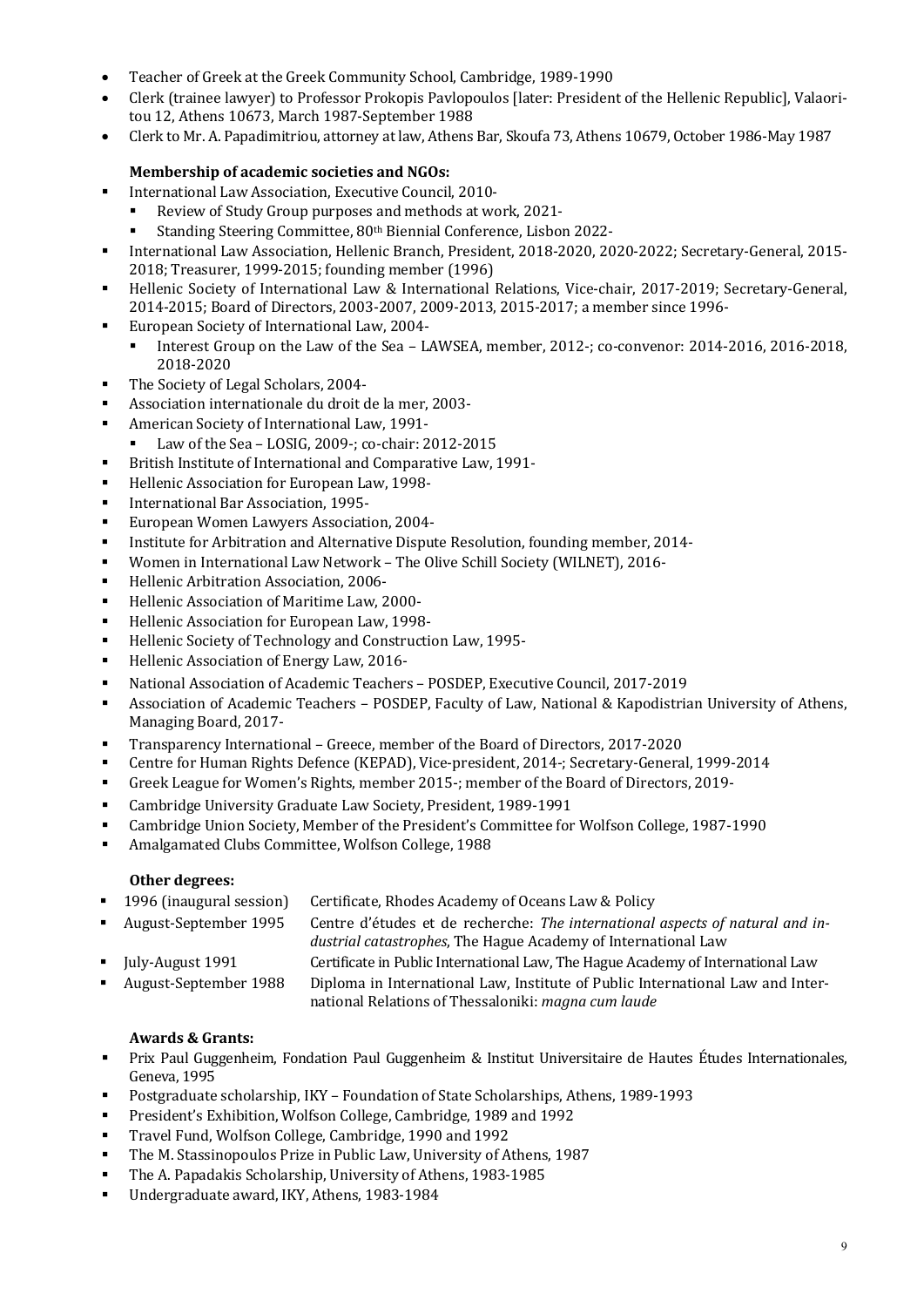- Teacher of Greek at the Greek Community School, Cambridge, 1989-1990
- Clerk (trainee lawyer) to Professor Prokopis Pavlopoulos [later: President of the Hellenic Republic], Valaoritou 12, Athens 10673, March 1987-September 1988
- Clerk to Mr. A. Papadimitriou, attorney at law, Athens Bar, Skoufa 73, Athens 10679, October 1986-May 1987

**Membership of academic societies and NGOs:**

- International Law Association, Executive Council, 2010-
  - Review of Study Group purposes and methods at work, 2021-
  - Standing Steering Committee, 80th Biennial Conference, Lisbon 2022-
- International Law Association, Hellenic Branch, President, 2018-2020, 2020-2022; Secretary-General, 2015-2018; Treasurer, 1999-2015; founding member (1996)
- Hellenic Society of International Law & International Relations, Vice-chair, 2017-2019; Secretary-General, 2014-2015; Board of Directors, 2003-2007, 2009-2013, 2015-2017; a member since 1996-
- European Society of International Law, 2004-
  - Interest Group on the Law of the Sea – LAWSEA, member, 2012-; co-convenor: 2014-2016, 2016-2018, 2018-2020
- The Society of Legal Scholars, 2004-
- Association internationale du droit de la mer, 2003-
- American Society of International Law, 1991-
  - Law of the Sea – LOSIG, 2009-; co-chair: 2012-2015
- British Institute of International and Comparative Law, 1991-
- Hellenic Association for European Law, 1998-
- International Bar Association, 1995-
- European Women Lawyers Association, 2004-
- Institute for Arbitration and Alternative Dispute Resolution, founding member, 2014-
- Women in International Law Network – The Olive Schill Society (WILNET), 2016-
- Hellenic Arbitration Association, 2006-
- Hellenic Association of Maritime Law, 2000-
- Hellenic Association for European Law, 1998-
- Hellenic Society of Technology and Construction Law, 1995-
- Hellenic Association of Energy Law, 2016-
- National Association of Academic Teachers – POSDEP, Executive Council, 2017-2019
- Association of Academic Teachers – POSDEP, Faculty of Law, National & Kapodistrian University of Athens, Managing Board, 2017-
- Transparency International – Greece, member of the Board of Directors, 2017-2020
- Centre for Human Rights Defence (KEPAD), Vice-president, 2014-; Secretary-General, 1999-2014
- Greek League for Women's Rights, member 2015-; member of the Board of Directors, 2019-
- Cambridge University Graduate Law Society, President, 1989-1991
- Cambridge Union Society, Member of the President's Committee for Wolfson College, 1987-1990
- Amalgamated Clubs Committee, Wolfson College, 1988

**Other degrees:**

- 1996 (inaugural session) — Certificate, Rhodes Academy of Oceans Law & Policy
- August-September 1995 — Centre d'études et de recherche: *The international aspects of natural and industrial catastrophes*, The Hague Academy of International Law
- July-August 1991 — Certificate in Public International Law, The Hague Academy of International Law
- August-September 1988 — Diploma in International Law, Institute of Public International Law and International Relations of Thessaloniki: *magna cum laude*

**Awards & Grants:**

- Prix Paul Guggenheim, Fondation Paul Guggenheim & Institut Universitaire de Hautes Études Internationales, Geneva, 1995
- Postgraduate scholarship, IKY – Foundation of State Scholarships, Athens, 1989-1993
- President's Exhibition, Wolfson College, Cambridge, 1989 and 1992
- Travel Fund, Wolfson College, Cambridge, 1990 and 1992
- The M. Stassinopoulos Prize in Public Law, University of Athens, 1987
- The A. Papadakis Scholarship, University of Athens, 1983-1985
- Undergraduate award, IKY, Athens, 1983-1984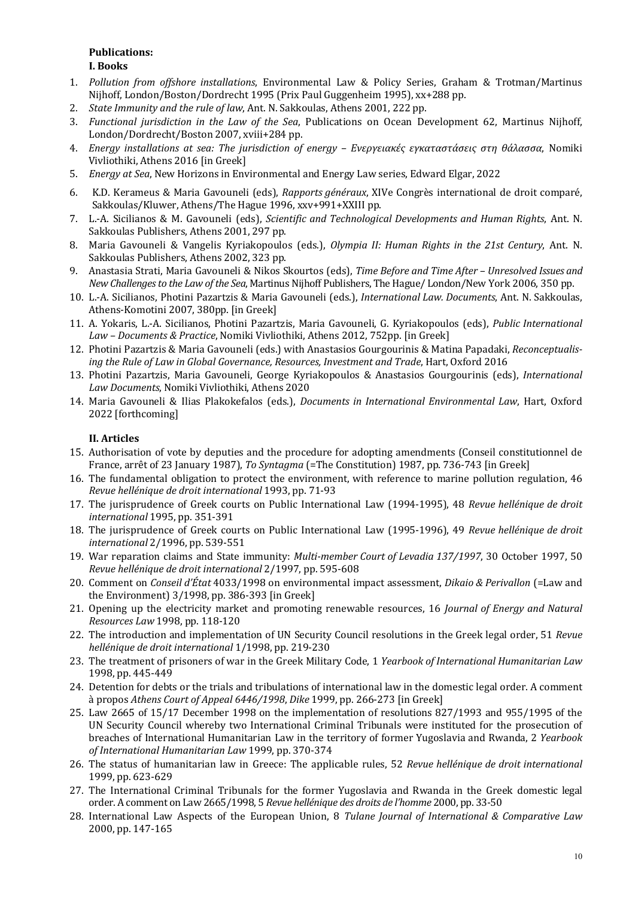**Publications:**

**I. Books**

1. *Pollution from offshore installations*, Environmental Law & Policy Series, Graham & Trotman/Martinus Nijhoff, London/Boston/Dordrecht 1995 (Prix Paul Guggenheim 1995), xx+288 pp.
2. *State Immunity and the rule of law*, Ant. N. Sakkoulas, Athens 2001, 222 pp.
3. *Functional jurisdiction in the Law of the Sea*, Publications on Ocean Development 62, Martinus Nijhoff, London/Dordrecht/Boston 2007, xviii+284 pp.
4. *Energy installations at sea: The jurisdiction of energy – Ενεργειακές εγκαταστάσεις στη θάλασσα*, Nomiki Vivliothiki, Athens 2016 [in Greek]
5. *Energy at Sea*, New Horizons in Environmental and Energy Law series, Edward Elgar, 2022
6. K.D. Kerameus & Maria Gavouneli (eds), *Rapports généraux*, XIVe Congrès international de droit comparé, Sakkoulas/Kluwer, Athens/The Hague 1996, xxv+991+XXIII pp.
7. L.-A. Sicilianos & M. Gavouneli (eds), *Scientific and Technological Developments and Human Rights*, Ant. N. Sakkoulas Publishers, Athens 2001, 297 pp.
8. Maria Gavouneli & Vangelis Kyriakopoulos (eds.), *Olympia II: Human Rights in the 21st Century*, Ant. N. Sakkoulas Publishers, Athens 2002, 323 pp.
9. Anastasia Strati, Maria Gavouneli & Nikos Skourtos (eds), *Time Before and Time After – Unresolved Issues and New Challenges to the Law of the Sea*, Martinus Nijhoff Publishers, The Hague/ London/New York 2006, 350 pp.
10. L.-A. Sicilianos, Photini Pazartzis & Maria Gavouneli (eds.), *International Law. Documents*, Ant. N. Sakkoulas, Athens-Komotini 2007, 380pp. [in Greek]
11. A. Yokaris, L.-A. Sicilianos, Photini Pazartzis, Maria Gavouneli, G. Kyriakopoulos (eds), *Public International Law – Documents & Practice*, Nomiki Vivliothiki, Athens 2012, 752pp. [in Greek]
12. Photini Pazartzis & Maria Gavouneli (eds.) with Anastasios Gourgourinis & Matina Papadaki, *Reconceptualising the Rule of Law in Global Governance, Resources, Investment and Trade*, Hart, Oxford 2016
13. Photini Pazartzis, Maria Gavouneli, George Kyriakopoulos & Anastasios Gourgourinis (eds), *International Law Documents*, Nomiki Vivliothiki, Athens 2020
14. Maria Gavouneli & Ilias Plakokefalos (eds.), *Documents in International Environmental Law*, Hart, Oxford 2022 [forthcoming]

**II. Articles**

15. Authorisation of vote by deputies and the procedure for adopting amendments (Conseil constitutionnel de France, arrêt of 23 January 1987), *To Syntagma* (=The Constitution) 1987, pp. 736-743 [in Greek]
16. The fundamental obligation to protect the environment, with reference to marine pollution regulation, 46 *Revue hellénique de droit international* 1993, pp. 71-93
17. The jurisprudence of Greek courts on Public International Law (1994-1995), 48 *Revue hellénique de droit international* 1995, pp. 351-391
18. The jurisprudence of Greek courts on Public International Law (1995-1996), 49 *Revue hellénique de droit international* 2/1996, pp. 539-551
19. War reparation claims and State immunity: *Multi-member Court of Levadia 137/1997*, 30 October 1997, 50 *Revue hellénique de droit international* 2/1997, pp. 595-608
20. Comment on *Conseil d'État* 4033/1998 on environmental impact assessment, *Dikaio & Perivallon* (=Law and the Environment) 3/1998, pp. 386-393 [in Greek]
21. Opening up the electricity market and promoting renewable resources, 16 *Journal of Energy and Natural Resources Law* 1998, pp. 118-120
22. The introduction and implementation of UN Security Council resolutions in the Greek legal order, 51 *Revue hellénique de droit international* 1/1998, pp. 219-230
23. The treatment of prisoners of war in the Greek Military Code, 1 *Yearbook of International Humanitarian Law* 1998, pp. 445-449
24. Detention for debts or the trials and tribulations of international law in the domestic legal order. A comment à propos *Athens Court of Appeal 6446/1998*, *Dike* 1999, pp. 266-273 [in Greek]
25. Law 2665 of 15/17 December 1998 on the implementation of resolutions 827/1993 and 955/1995 of the UN Security Council whereby two International Criminal Tribunals were instituted for the prosecution of breaches of International Humanitarian Law in the territory of former Yugoslavia and Rwanda, 2 *Yearbook of International Humanitarian Law* 1999, pp. 370-374
26. The status of humanitarian law in Greece: The applicable rules, 52 *Revue hellénique de droit international* 1999, pp. 623-629
27. The International Criminal Tribunals for the former Yugoslavia and Rwanda in the Greek domestic legal order. A comment on Law 2665/1998, 5 *Revue hellénique des droits de l'homme* 2000, pp. 33-50
28. International Law Aspects of the European Union, 8 *Tulane Journal of International & Comparative Law* 2000, pp. 147-165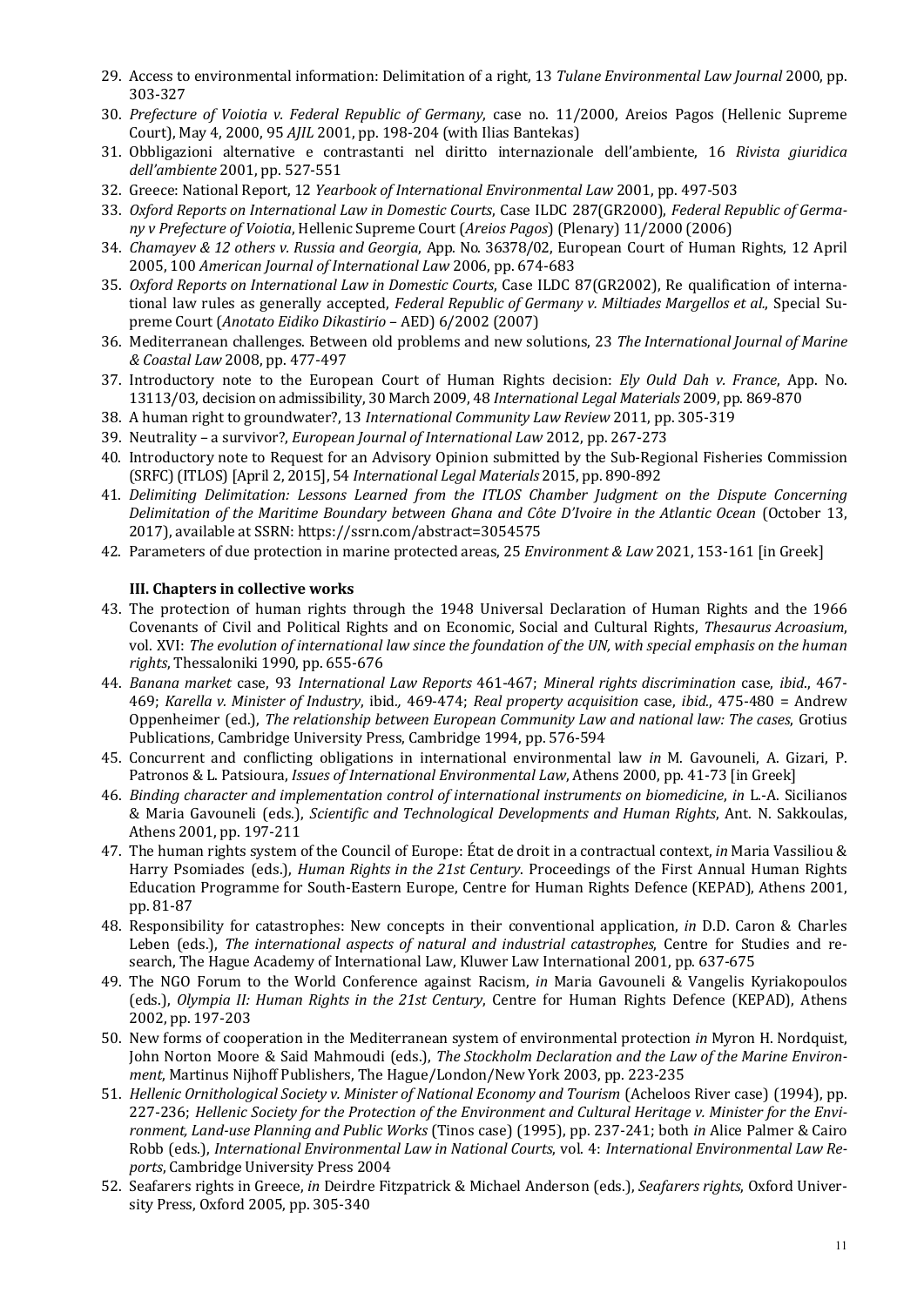29. Access to environmental information: Delimitation of a right, 13 *Tulane Environmental Law Journal* 2000, pp. 303-327
30. *Prefecture of Voiotia v. Federal Republic of Germany*, case no. 11/2000, Areios Pagos (Hellenic Supreme Court), May 4, 2000, 95 *AJIL* 2001, pp. 198-204 (with Ilias Bantekas)
31. Obbligazioni alternative e contrastanti nel diritto internazionale dell'ambiente, 16 *Rivista giuridica dell'ambiente* 2001, pp. 527-551
32. Greece: National Report, 12 *Yearbook of International Environmental Law* 2001, pp. 497-503
33. *Oxford Reports on International Law in Domestic Courts*, Case ILDC 287(GR2000), *Federal Republic of Germany v Prefecture of Voiotia*, Hellenic Supreme Court (*Areios Pagos*) (Plenary) 11/2000 (2006)
34. *Chamayev & 12 others v. Russia and Georgia*, App. No. 36378/02, European Court of Human Rights, 12 April 2005, 100 *American Journal of International Law* 2006, pp. 674-683
35. *Oxford Reports on International Law in Domestic Courts*, Case ILDC 87(GR2002), Re qualification of international law rules as generally accepted, *Federal Republic of Germany v. Miltiades Margellos et al.*, Special Supreme Court (*Anotato Eidiko Dikastirio* – AED) 6/2002 (2007)
36. Mediterranean challenges. Between old problems and new solutions, 23 *The International Journal of Marine & Coastal Law* 2008, pp. 477-497
37. Introductory note to the European Court of Human Rights decision: *Ely Ould Dah v. France*, App. No. 13113/03, decision on admissibility, 30 March 2009, 48 *International Legal Materials* 2009, pp. 869-870
38. A human right to groundwater?, 13 *International Community Law Review* 2011, pp. 305-319
39. Neutrality – a survivor?, *European Journal of International Law* 2012, pp. 267-273
40. Introductory note to Request for an Advisory Opinion submitted by the Sub-Regional Fisheries Commission (SRFC) (ITLOS) [April 2, 2015], 54 *International Legal Materials* 2015, pp. 890-892
41. *Delimiting Delimitation: Lessons Learned from the ITLOS Chamber Judgment on the Dispute Concerning Delimitation of the Maritime Boundary between Ghana and Côte D'Ivoire in the Atlantic Ocean* (October 13, 2017), available at SSRN: https://ssrn.com/abstract=3054575
42. Parameters of due protection in marine protected areas, 25 *Environment & Law* 2021, 153-161 [in Greek]

### III. Chapters in collective works

43. The protection of human rights through the 1948 Universal Declaration of Human Rights and the 1966 Covenants of Civil and Political Rights and on Economic, Social and Cultural Rights, *Thesaurus Acroasium*, vol. XVI: *The evolution of international law since the foundation of the UN, with special emphasis on the human rights*, Thessaloniki 1990, pp. 655-676
44. *Banana market* case, 93 *International Law Reports* 461-467; *Mineral rights discrimination* case, *ibid.*, 467-469; *Karella v. Minister of Industry*, ibid., 469-474; *Real property acquisition* case, *ibid.*, 475-480 = Andrew Oppenheimer (ed.), *The relationship between European Community Law and national law: The cases*, Grotius Publications, Cambridge University Press, Cambridge 1994, pp. 576-594
45. Concurrent and conflicting obligations in international environmental law *in* M. Gavouneli, A. Gizari, P. Patronos & L. Patsioura, *Issues of International Environmental Law*, Athens 2000, pp. 41-73 [in Greek]
46. *Binding character and implementation control of international instruments on biomedicine*, *in* L.-A. Sicilianos & Maria Gavouneli (eds.), *Scientific and Technological Developments and Human Rights*, Ant. N. Sakkoulas, Athens 2001, pp. 197-211
47. The human rights system of the Council of Europe: État de droit in a contractual context, *in* Maria Vassiliou & Harry Psomiades (eds.), *Human Rights in the 21st Century*. Proceedings of the First Annual Human Rights Education Programme for South-Eastern Europe, Centre for Human Rights Defence (KEPAD), Athens 2001, pp. 81-87
48. Responsibility for catastrophes: New concepts in their conventional application, *in* D.D. Caron & Charles Leben (eds.), *The international aspects of natural and industrial catastrophes*, Centre for Studies and research, The Hague Academy of International Law, Kluwer Law International 2001, pp. 637-675
49. The NGO Forum to the World Conference against Racism, *in* Maria Gavouneli & Vangelis Kyriakopoulos (eds.), *Olympia II: Human Rights in the 21st Century*, Centre for Human Rights Defence (KEPAD), Athens 2002, pp. 197-203
50. New forms of cooperation in the Mediterranean system of environmental protection *in* Myron H. Nordquist, John Norton Moore & Said Mahmoudi (eds.), *The Stockholm Declaration and the Law of the Marine Environment*, Martinus Nijhoff Publishers, The Hague/London/New York 2003, pp. 223-235
51. *Hellenic Ornithological Society v. Minister of National Economy and Tourism* (Acheloos River case) (1994), pp. 227-236; *Hellenic Society for the Protection of the Environment and Cultural Heritage v. Minister for the Environment, Land-use Planning and Public Works* (Tinos case) (1995), pp. 237-241; both *in* Alice Palmer & Cairo Robb (eds.), *International Environmental Law in National Courts*, vol. 4: *International Environmental Law Reports*, Cambridge University Press 2004
52. Seafarers rights in Greece, *in* Deirdre Fitzpatrick & Michael Anderson (eds.), *Seafarers rights*, Oxford University Press, Oxford 2005, pp. 305-340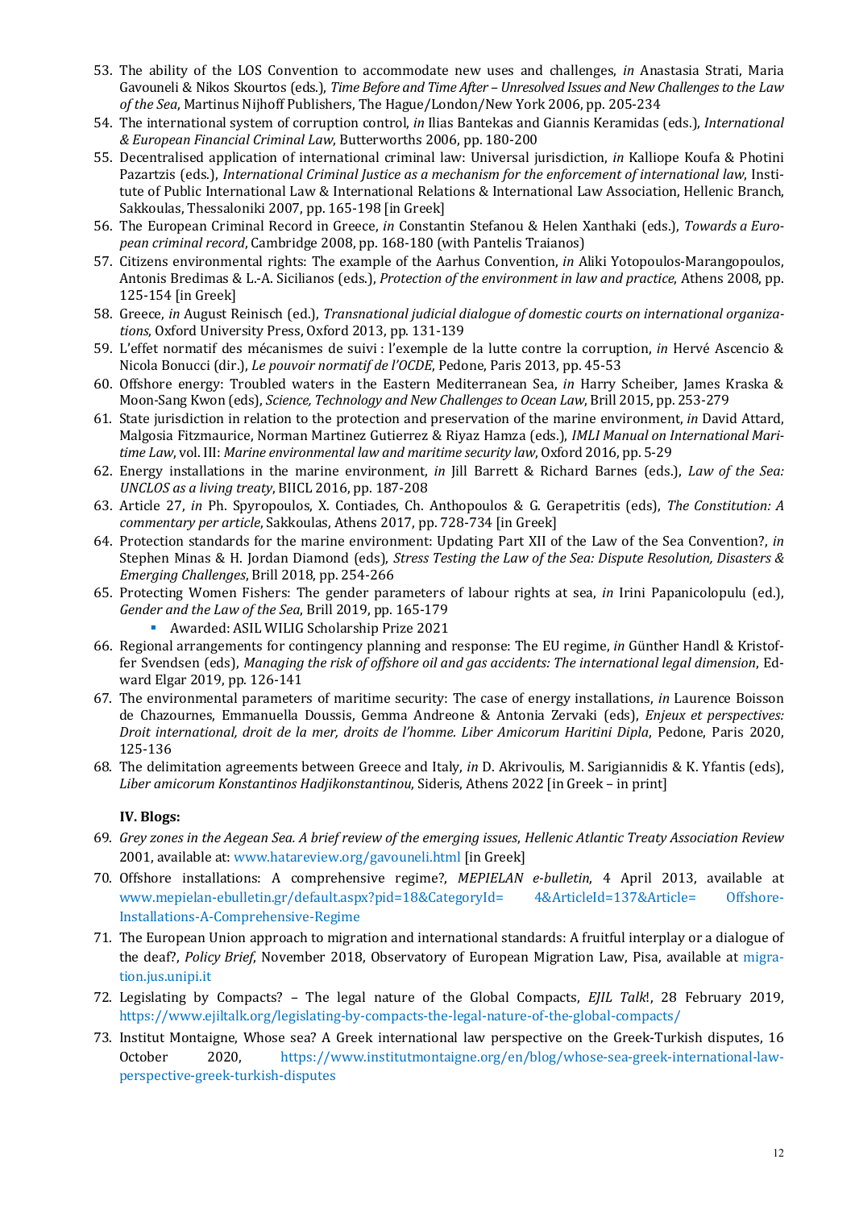53. The ability of the LOS Convention to accommodate new uses and challenges, *in* Anastasia Strati, Maria Gavouneli & Nikos Skourtos (eds.), *Time Before and Time After – Unresolved Issues and New Challenges to the Law of the Sea*, Martinus Nijhoff Publishers, The Hague/London/New York 2006, pp. 205-234
54. The international system of corruption control, *in* Ilias Bantekas and Giannis Keramidas (eds.), *International & European Financial Criminal Law*, Butterworths 2006, pp. 180-200
55. Decentralised application of international criminal law: Universal jurisdiction, *in* Kalliope Koufa & Photini Pazartzis (eds.), *International Criminal Justice as a mechanism for the enforcement of international law*, Institute of Public International Law & International Relations & International Law Association, Hellenic Branch, Sakkoulas, Thessaloniki 2007, pp. 165-198 [in Greek]
56. The European Criminal Record in Greece, *in* Constantin Stefanou & Helen Xanthaki (eds.), *Towards a European criminal record*, Cambridge 2008, pp. 168-180 (with Pantelis Traianos)
57. Citizens environmental rights: The example of the Aarhus Convention, *in* Aliki Yotopoulos-Marangopoulos, Antonis Bredimas & L.-A. Sicilianos (eds.), *Protection of the environment in law and practice*, Athens 2008, pp. 125-154 [in Greek]
58. Greece, *in* August Reinisch (ed.), *Transnational judicial dialogue of domestic courts on international organizations*, Oxford University Press, Oxford 2013, pp. 131-139
59. L'effet normatif des mécanismes de suivi : l'exemple de la lutte contre la corruption, *in* Hervé Ascencio & Nicola Bonucci (dir.), *Le pouvoir normatif de l'OCDE*, Pedone, Paris 2013, pp. 45-53
60. Offshore energy: Troubled waters in the Eastern Mediterranean Sea, *in* Harry Scheiber, James Kraska & Moon-Sang Kwon (eds), *Science, Technology and New Challenges to Ocean Law*, Brill 2015, pp. 253-279
61. State jurisdiction in relation to the protection and preservation of the marine environment, *in* David Attard, Malgosia Fitzmaurice, Norman Martinez Gutierrez & Riyaz Hamza (eds.), *IMLI Manual on International Maritime Law*, vol. III: *Marine environmental law and maritime security law*, Oxford 2016, pp. 5-29
62. Energy installations in the marine environment, *in* Jill Barrett & Richard Barnes (eds.), *Law of the Sea: UNCLOS as a living treaty*, BIICL 2016, pp. 187-208
63. Article 27, *in* Ph. Spyropoulos, X. Contiades, Ch. Anthopoulos & G. Gerapetritis (eds), *The Constitution: A commentary per article*, Sakkoulas, Athens 2017, pp. 728-734 [in Greek]
64. Protection standards for the marine environment: Updating Part XII of the Law of the Sea Convention?, *in* Stephen Minas & H. Jordan Diamond (eds), *Stress Testing the Law of the Sea: Dispute Resolution, Disasters & Emerging Challenges*, Brill 2018, pp. 254-266
65. Protecting Women Fishers: The gender parameters of labour rights at sea, *in* Irini Papanicolopulu (ed.), *Gender and the Law of the Sea*, Brill 2019, pp. 165-179
    - Awarded: ASIL WILIG Scholarship Prize 2021
66. Regional arrangements for contingency planning and response: The EU regime, *in* Günther Handl & Kristoffer Svendsen (eds), *Managing the risk of offshore oil and gas accidents: The international legal dimension*, Edward Elgar 2019, pp. 126-141
67. The environmental parameters of maritime security: The case of energy installations, *in* Laurence Boisson de Chazournes, Emmanuella Doussis, Gemma Andreone & Antonia Zervaki (eds), *Enjeux et perspectives: Droit international, droit de la mer, droits de l'homme. Liber Amicorum Haritini Dipla*, Pedone, Paris 2020, 125-136
68. The delimitation agreements between Greece and Italy, *in* D. Akrivoulis, M. Sarigiannidis & K. Yfantis (eds), *Liber amicorum Konstantinos Hadjikonstantinou*, Sideris, Athens 2022 [in Greek – in print]

**IV. Blogs:**

69. *Grey zones in the Aegean Sea. A brief review of the emerging issues*, *Hellenic Atlantic Treaty Association Review* 2001, available at: www.hatareview.org/gavouneli.html [in Greek]
70. Offshore installations: A comprehensive regime?, *MEPIELAN e-bulletin*, 4 April 2013, available at www.mepielan-ebulletin.gr/default.aspx?pid=18&CategoryId= 4&ArticleId=137&Article= Offshore-Installations-A-Comprehensive-Regime
71. The European Union approach to migration and international standards: A fruitful interplay or a dialogue of the deaf?, *Policy Brief*, November 2018, Observatory of European Migration Law, Pisa, available at migration.jus.unipi.it
72. Legislating by Compacts? – The legal nature of the Global Compacts, *EJIL Talk!*, 28 February 2019, https://www.ejiltalk.org/legislating-by-compacts-the-legal-nature-of-the-global-compacts/
73. Institut Montaigne, Whose sea? A Greek international law perspective on the Greek-Turkish disputes, 16 October 2020, https://www.institutmontaigne.org/en/blog/whose-sea-greek-international-law-perspective-greek-turkish-disputes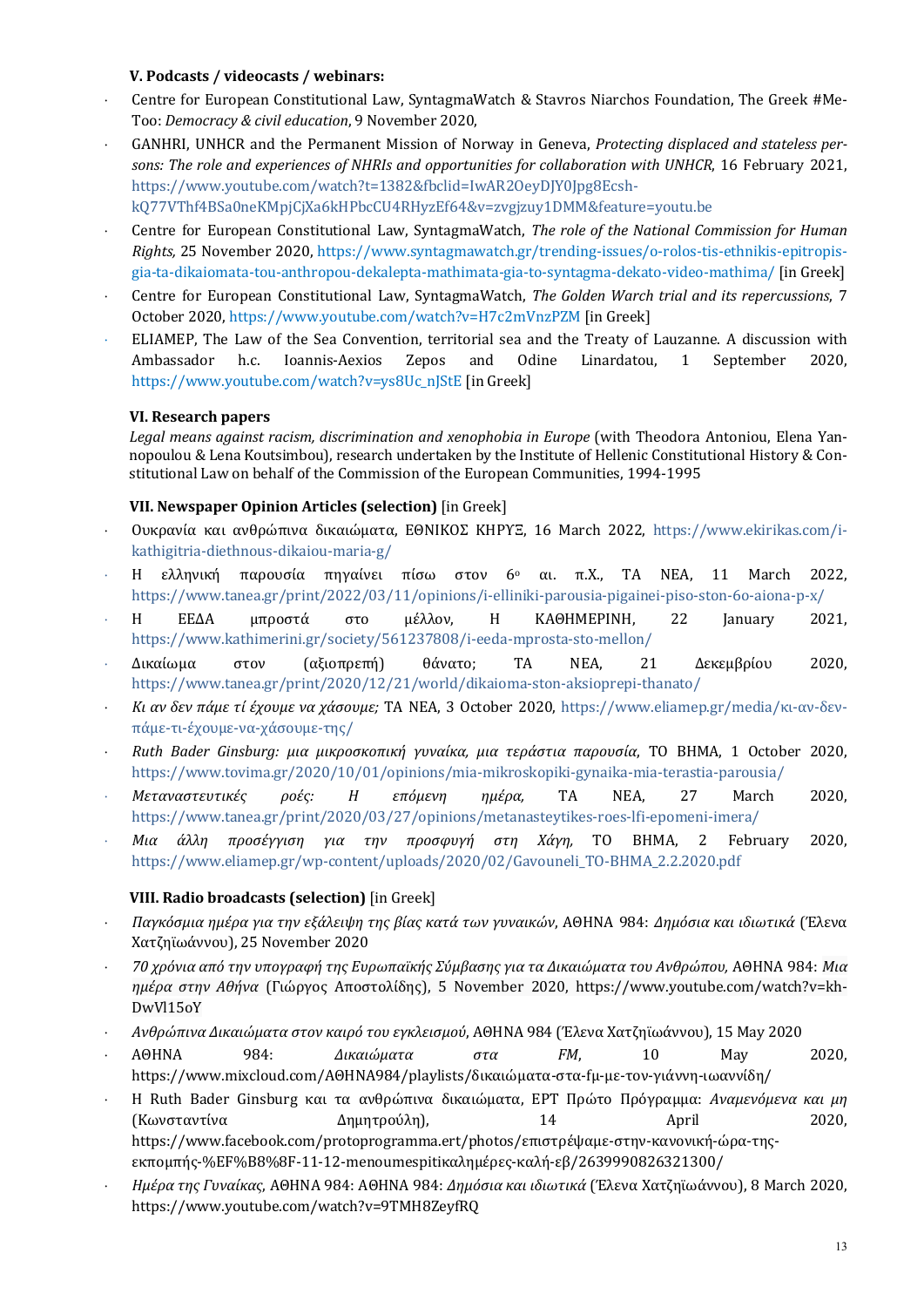### V. Podcasts / videocasts / webinars:

- Centre for European Constitutional Law, SyntagmaWatch & Stavros Niarchos Foundation, The Greek #MeToo: *Democracy & civil education*, 9 November 2020,
- GANHRI, UNHCR and the Permanent Mission of Norway in Geneva, *Protecting displaced and stateless persons: The role and experiences of NHRIs and opportunities for collaboration with UNHCR*, 16 February 2021, https://www.youtube.com/watch?t=1382&fbclid=IwAR2OeyDJY0Jpg8Ecsh-kQ77VThf4BSa0neKMpjCjXa6kHPbcCU4RHyzEf64&v=zvgjzuy1DMM&feature=youtu.be
- Centre for European Constitutional Law, SyntagmaWatch, *The role of the National Commission for Human Rights,* 25 November 2020, https://www.syntagmawatch.gr/trending-issues/o-rolos-tis-ethnikis-epitropis-gia-ta-dikaiomata-tou-anthropou-dekalepta-mathimata-gia-to-syntagma-dekato-video-mathima/ [in Greek]
- Centre for European Constitutional Law, SyntagmaWatch, *The Golden Warch trial and its repercussions,* 7 October 2020, https://www.youtube.com/watch?v=H7c2mVnzPZM [in Greek]
- ELIAMEP, The Law of the Sea Convention, territorial sea and the Treaty of Lauzanne. A discussion with Ambassador h.c. Ioannis-Aexios Zepos and Odine Linardatou, 1 September 2020, https://www.youtube.com/watch?v=ys8Uc_nJStE [in Greek]

### VI. Research papers

*Legal means against racism, discrimination and xenophobia in Europe* (with Theodora Antoniou, Elena Yannopoulou & Lena Koutsimbou), research undertaken by the Institute of Hellenic Constitutional History & Constitutional Law on behalf of the Commission of the European Communities, 1994-1995

### VII. Newspaper Opinion Articles (selection) [in Greek]

- Ουκρανία και ανθρώπινα δικαιώματα, ΕΘΝΙΚΟΣ ΚΗΡΥΞ, 16 March 2022, https://www.ekirikas.com/i-kathigitria-diethnous-dikaiou-maria-g/
- Η ελληνική παρουσία πηγαίνει πίσω στον 6ο αι. π.Χ., ΤΑ ΝΕΑ, 11 March 2022, https://www.tanea.gr/print/2022/03/11/opinions/i-elliniki-parousia-pigainei-piso-ston-6o-aiona-p-x/
- Η ΕΕΔΑ μπροστά στο μέλλον, Η ΚΑΘΗΜΕΡΙΝΗ, 22 January 2021, https://www.kathimerini.gr/society/561237808/i-eeda-mprosta-sto-mellon/
- Δικαίωμα στον (αξιοπρεπή) θάνατο; ΤΑ ΝΕΑ, 21 Δεκεμβρίου 2020, https://www.tanea.gr/print/2020/12/21/world/dikaioma-ston-aksioprepi-thanato/
- *Κι αν δεν πάμε τί έχουμε να χάσουμε;* ΤΑ ΝΕΑ, 3 October 2020, https://www.eliamep.gr/media/κι-αν-δεν-πάμε-τι-έχουμε-να-χάσουμε-της/
- *Ruth Bader Ginsburg: μια μικροσκοπική γυναίκα, μια τεράστια παρουσία*, ΤΟ ΒΗΜΑ, 1 October 2020, https://www.tovima.gr/2020/10/01/opinions/mia-mikroskopiki-gynaika-mia-terastia-parousia/
- *Μεταναστευτικές ροές: Η επόμενη ημέρα,* ΤΑ ΝΕΑ, 27 March 2020, https://www.tanea.gr/print/2020/03/27/opinions/metanasteytikes-roes-lfi-epomeni-imera/
- *Μια άλλη προσέγγιση για την προσφυγή στη Χάγη,* ΤΟ ΒΗΜΑ, 2 February 2020, https://www.eliamep.gr/wp-content/uploads/2020/02/Gavouneli_TO-BHMA_2.2.2020.pdf

### VIII. Radio broadcasts (selection) [in Greek]

- *Παγκόσμια ημέρα για την εξάλειψη της βίας κατά των γυναικών*, ΑΘΗΝΑ 984: *Δημόσια και ιδιωτικά* (Έλενα Χατζηϊωάννου), 25 November 2020
- *70 χρόνια από την υπογραφή της Ευρωπαϊκής Σύμβασης για τα Δικαιώματα του Ανθρώπου,* ΑΘΗΝΑ 984: *Μια ημέρα στην Αθήνα* (Γιώργος Αποστολίδης), 5 November 2020, https://www.youtube.com/watch?v=kh-DwVl15oY
- *Ανθρώπινα Δικαιώματα στον καιρό του εγκλεισμού*, ΑΘΗΝΑ 984 (Έλενα Χατζηϊωάννου), 15 May 2020
- ΑΘΗΝΑ 984: *Δικαιώματα στα FM*, 10 May 2020, https://www.mixcloud.com/ΑΘΗΝΑ984/playlists/δικαιώματα-στα-φμ-με-τον-γιάννη-ιωαννίδη/
- Η Ruth Bader Ginsburg και τα ανθρώπινα δικαιώματα, ΕΡΤ Πρώτο Πρόγραμμα: *Αναμενόμενα και μη* (Κωνσταντίνα Δημητρούλη), 14 April 2020, https://www.facebook.com/protoprogramma.ert/photos/επιστρέψαμε-στην-κανονική-ώρα-της-εκπομπής-%EF%B8%8F-11-12-menoumespitiκαλημέρες-καλή-εβ/2639990826321300/
- *Ημέρα της Γυναίκας*, ΑΘΗΝΑ 984: ΑΘΗΝΑ 984: *Δημόσια και ιδιωτικά* (Έλενα Χατζηϊωάννου), 8 March 2020, https://www.youtube.com/watch?v=9TMH8ZeyfRQ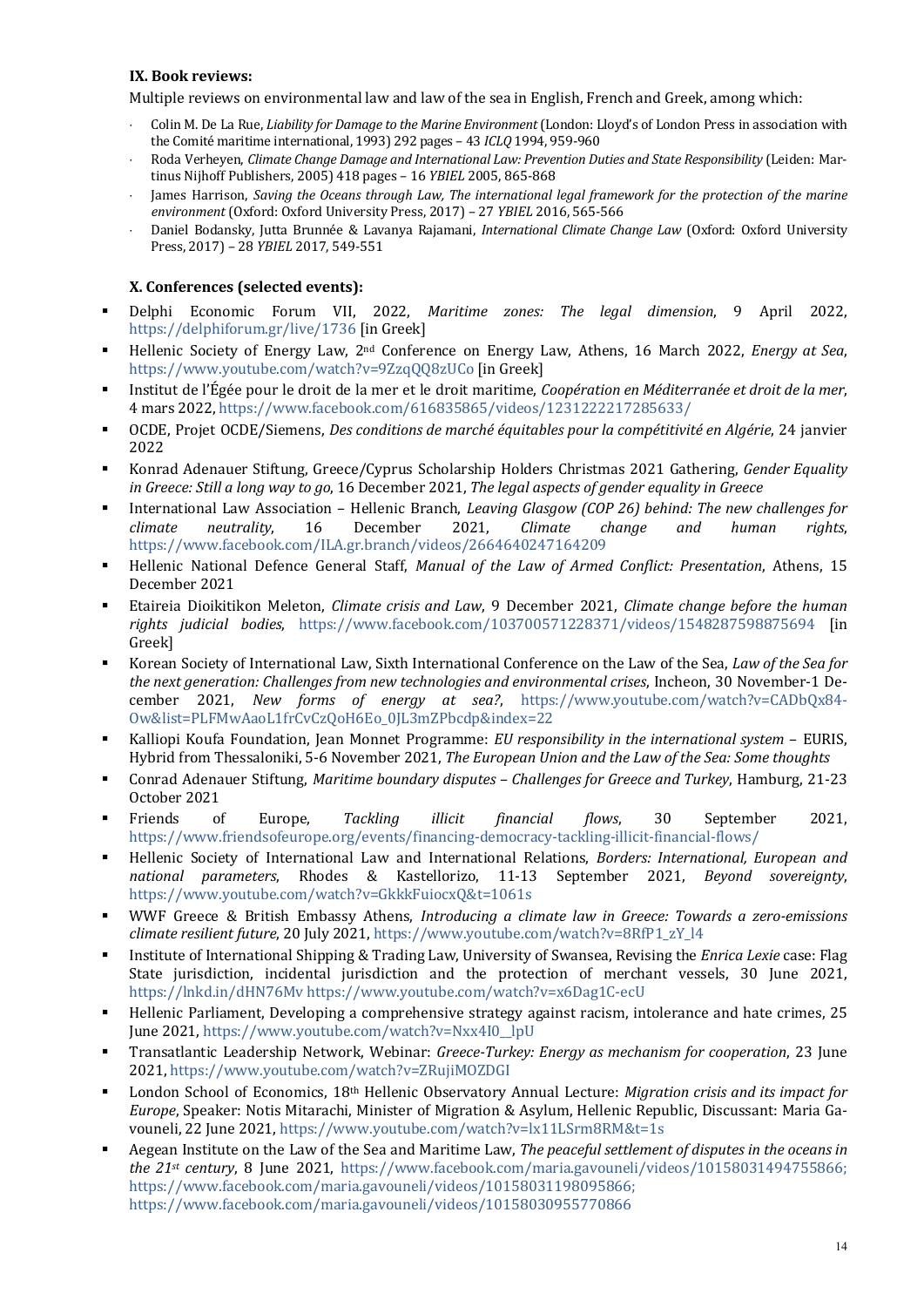### IX. Book reviews:

Multiple reviews on environmental law and law of the sea in English, French and Greek, among which:

- Colin M. De La Rue, *Liability for Damage to the Marine Environment* (London: Lloyd's of London Press in association with the Comité maritime international, 1993) 292 pages – 43 *ICLQ* 1994, 959-960
- Roda Verheyen, *Climate Change Damage and International Law: Prevention Duties and State Responsibility* (Leiden: Martinus Nijhoff Publishers, 2005) 418 pages – 16 *YBIEL* 2005, 865-868
- James Harrison, *Saving the Oceans through Law, The international legal framework for the protection of the marine environment* (Oxford: Oxford University Press, 2017) – 27 *YBIEL* 2016, 565-566
- Daniel Bodansky, Jutta Brunnée & Lavanya Rajamani, *International Climate Change Law* (Oxford: Oxford University Press, 2017) – 28 *YBIEL* 2017, 549-551

### X. Conferences (selected events):

- Delphi Economic Forum VII, 2022, *Maritime zones: The legal dimension*, 9 April 2022, https://delphiforum.gr/live/1736 [in Greek]
- Hellenic Society of Energy Law, 2nd Conference on Energy Law, Athens, 16 March 2022, *Energy at Sea*, https://www.youtube.com/watch?v=9ZzqQQ8zUCo [in Greek]
- Institut de l'Égée pour le droit de la mer et le droit maritime, *Coopération en Méditerranée et droit de la mer*, 4 mars 2022, https://www.facebook.com/616835865/videos/1231222217285633/
- OCDE, Projet OCDE/Siemens, *Des conditions de marché équitables pour la compétitivité en Algérie*, 24 janvier 2022
- Konrad Adenauer Stiftung, Greece/Cyprus Scholarship Holders Christmas 2021 Gathering, *Gender Equality in Greece: Still a long way to go*, 16 December 2021, *The legal aspects of gender equality in Greece*
- International Law Association – Hellenic Branch, *Leaving Glasgow (COP 26) behind: The new challenges for climate neutrality*, 16 December 2021, *Climate change and human rights*, https://www.facebook.com/ILA.gr.branch/videos/2664640247164209
- Hellenic National Defence General Staff, *Manual of the Law of Armed Conflict: Presentation*, Athens, 15 December 2021
- Etaireia Dioikitikon Meleton, *Climate crisis and Law*, 9 December 2021, *Climate change before the human rights judicial bodies*, https://www.facebook.com/103700571228371/videos/1548287598875694 [in Greek]
- Korean Society of International Law, Sixth International Conference on the Law of the Sea, *Law of the Sea for the next generation: Challenges from new technologies and environmental crises*, Incheon, 30 November-1 December 2021, *New forms of energy at sea?*, https://www.youtube.com/watch?v=CADbQx84-Ow&list=PLFMwAaoL1frCvCzQoH6Eo_0JL3mZPbcdp&index=22
- Kalliopi Koufa Foundation, Jean Monnet Programme: *EU responsibility in the international system* – EURIS, Hybrid from Thessaloniki, 5-6 November 2021, *The European Union and the Law of the Sea: Some thoughts*
- Conrad Adenauer Stiftung, *Maritime boundary disputes – Challenges for Greece and Turkey*, Hamburg, 21-23 October 2021
- Friends of Europe, *Tackling illicit financial flows*, 30 September 2021, https://www.friendsofeurope.org/events/financing-democracy-tackling-illicit-financial-flows/
- Hellenic Society of International Law and International Relations, *Borders: International, European and national parameters*, Rhodes & Kastellorizo, 11-13 September 2021, *Beyond sovereignty*, https://www.youtube.com/watch?v=GkkkFuiocxQ&t=1061s
- WWF Greece & British Embassy Athens, *Introducing a climate law in Greece: Towards a zero-emissions climate resilient future*, 20 July 2021, https://www.youtube.com/watch?v=8RfP1_zY_l4
- Institute of International Shipping & Trading Law, University of Swansea, Revising the *Enrica Lexie* case: Flag State jurisdiction, incidental jurisdiction and the protection of merchant vessels, 30 June 2021, https://lnkd.in/dHN76Mv https://www.youtube.com/watch?v=x6Dag1C-ecU
- Hellenic Parliament, Developing a comprehensive strategy against racism, intolerance and hate crimes, 25 June 2021, https://www.youtube.com/watch?v=Nxx4I0__lpU
- Transatlantic Leadership Network, Webinar: *Greece-Turkey: Energy as mechanism for cooperation*, 23 June 2021, https://www.youtube.com/watch?v=ZRujiMOZDGI
- London School of Economics, 18th Hellenic Observatory Annual Lecture: *Migration crisis and its impact for Europe*, Speaker: Notis Mitarachi, Minister of Migration & Asylum, Hellenic Republic, Discussant: Maria Gavouneli, 22 June 2021, https://www.youtube.com/watch?v=lx11LSrm8RM&t=1s
- Aegean Institute on the Law of the Sea and Maritime Law, *The peaceful settlement of disputes in the oceans in the 21st century*, 8 June 2021, https://www.facebook.com/maria.gavouneli/videos/10158031494755866; https://www.facebook.com/maria.gavouneli/videos/10158031198095866; https://www.facebook.com/maria.gavouneli/videos/10158030955770866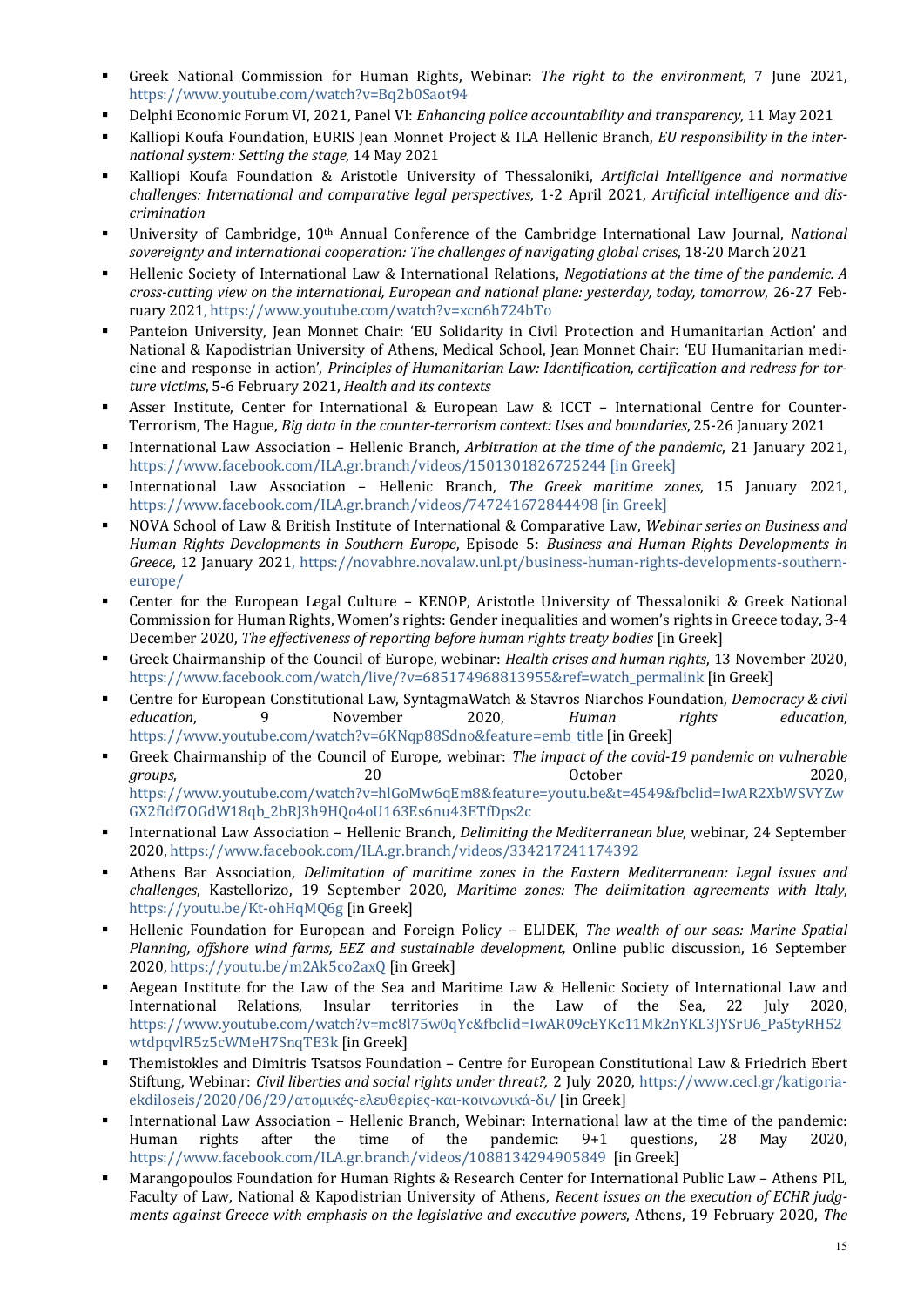- Greek National Commission for Human Rights, Webinar: *The right to the environment*, 7 June 2021, https://www.youtube.com/watch?v=Bq2b0Saot94
- Delphi Economic Forum VI, 2021, Panel VI: *Enhancing police accountability and transparency*, 11 May 2021
- Kalliopi Koufa Foundation, EURIS Jean Monnet Project & ILA Hellenic Branch, *EU responsibility in the international system: Setting the stage*, 14 May 2021
- Kalliopi Koufa Foundation & Aristotle University of Thessaloniki, *Artificial Intelligence and normative challenges: International and comparative legal perspectives*, 1-2 April 2021, *Artificial intelligence and discrimination*
- University of Cambridge, 10th Annual Conference of the Cambridge International Law Journal, *National sovereignty and international cooperation: The challenges of navigating global crises*, 18-20 March 2021
- Hellenic Society of International Law & International Relations, *Negotiations at the time of the pandemic. A cross-cutting view on the international, European and national plane: yesterday, today, tomorrow*, 26-27 February 2021, https://www.youtube.com/watch?v=xcn6h724bTo
- Panteion University, Jean Monnet Chair: 'EU Solidarity in Civil Protection and Humanitarian Action' and National & Kapodistrian University of Athens, Medical School, Jean Monnet Chair: 'EU Humanitarian medicine and response in action', *Principles of Humanitarian Law: Identification, certification and redress for torture victims*, 5-6 February 2021, *Health and its contexts*
- Asser Institute, Center for International & European Law & ICCT – International Centre for Counter-Terrorism, The Hague, *Big data in the counter-terrorism context: Uses and boundaries*, 25-26 January 2021
- International Law Association – Hellenic Branch, *Arbitration at the time of the pandemic*, 21 January 2021, https://www.facebook.com/ILA.gr.branch/videos/1501301826725244 [in Greek]
- International Law Association – Hellenic Branch, *The Greek maritime zones*, 15 January 2021, https://www.facebook.com/ILA.gr.branch/videos/747241672844498 [in Greek]
- NOVA School of Law & British Institute of International & Comparative Law, *Webinar series on Business and Human Rights Developments in Southern Europe*, Episode 5: *Business and Human Rights Developments in Greece*, 12 January 2021, https://novabhre.novalaw.unl.pt/business-human-rights-developments-southern-europe/
- Center for the European Legal Culture – KENOP, Aristotle University of Thessaloniki & Greek National Commission for Human Rights, Women's rights: Gender inequalities and women's rights in Greece today, 3-4 December 2020, *The effectiveness of reporting before human rights treaty bodies* [in Greek]
- Greek Chairmanship of the Council of Europe, webinar: *Health crises and human rights*, 13 November 2020, https://www.facebook.com/watch/live/?v=685174968813955&ref=watch_permalink [in Greek]
- Centre for European Constitutional Law, SyntagmaWatch & Stavros Niarchos Foundation, *Democracy & civil education*, 9 November 2020, *Human rights education*, https://www.youtube.com/watch?v=6KNqp88Sdno&feature=emb_title [in Greek]
- Greek Chairmanship of the Council of Europe, webinar: *The impact of the covid-19 pandemic on vulnerable groups*, 20 October 2020, https://www.youtube.com/watch?v=hlGoMw6qEm8&feature=youtu.be&t=4549&fbclid=IwAR2XbWSVYZwGX2fIdf7OGdW18qb_2bRJ3h9HQo4oU163Es6nu43ETfDps2c
- International Law Association – Hellenic Branch, *Delimiting the Mediterranean blue*, webinar, 24 September 2020, https://www.facebook.com/ILA.gr.branch/videos/334217241174392
- Athens Bar Association, *Delimitation of maritime zones in the Eastern Mediterranean: Legal issues and challenges*, Kastellorizo, 19 September 2020, *Maritime zones: The delimitation agreements with Italy*, https://youtu.be/Kt-ohHqMQ6g [in Greek]
- Hellenic Foundation for European and Foreign Policy – ELIDEK, *The wealth of our seas: Marine Spatial Planning, offshore wind farms, EEZ and sustainable development,* Online public discussion, 16 September 2020, https://youtu.be/m2Ak5co2axQ [in Greek]
- Aegean Institute for the Law of the Sea and Maritime Law & Hellenic Society of International Law and International Relations, Insular territories in the Law of the Sea, 22 July 2020, https://www.youtube.com/watch?v=mc8l75w0qYc&fbclid=IwAR09cEYKc11Mk2nYKL3JYSrU6_Pa5tyRH52wtdpqvlR5z5cWMeH7SnqTE3k [in Greek]
- Themistokles and Dimitris Tsatsos Foundation – Centre for European Constitutional Law & Friedrich Ebert Stiftung, Webinar: *Civil liberties and social rights under threat?,* 2 July 2020, https://www.cecl.gr/katigoria-ekdiloseis/2020/06/29/ατομικές-ελευθερίες-και-κοινωνικά-δι/ [in Greek]
- International Law Association – Hellenic Branch, Webinar: International law at the time of the pandemic: Human rights after the time of the pandemic: 9+1 questions, 28 May 2020, https://www.facebook.com/ILA.gr.branch/videos/1088134294905849 [in Greek]
- Marangopoulos Foundation for Human Rights & Research Center for International Public Law – Athens PIL, Faculty of Law, National & Kapodistrian University of Athens, *Recent issues on the execution of ECHR judgments against Greece with emphasis on the legislative and executive powers*, Athens, 19 February 2020, *The*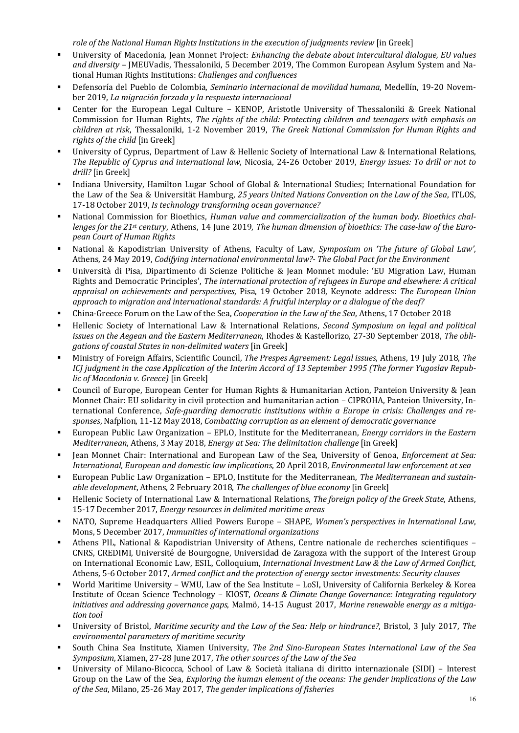*role of the National Human Rights Institutions in the execution of judgments review* [in Greek]

- University of Macedonia, Jean Monnet Project: *Enhancing the debate about intercultural dialogue, EU values and diversity* – JMEUVadis, Thessaloniki, 5 December 2019, The Common European Asylum System and National Human Rights Institutions: *Challenges and confluences*
- Defensoría del Pueblo de Colombia, *Seminario internacional de movilidad humana*, Medellín, 19-20 November 2019, *La migración forzada y la respuesta internacional*
- Center for the European Legal Culture – KENOP, Aristotle University of Thessaloniki & Greek National Commission for Human Rights, *The rights of the child: Protecting children and teenagers with emphasis on children at risk*, Thessaloniki, 1-2 November 2019, *The Greek National Commission for Human Rights and rights of the child* [in Greek]
- University of Cyprus, Department of Law & Hellenic Society of International Law & International Relations, *The Republic of Cyprus and international law*, Nicosia, 24-26 October 2019, *Energy issues: To drill or not to drill?* [in Greek]
- Indiana University, Hamilton Lugar School of Global & International Studies; International Foundation for the Law of the Sea & Universität Hamburg, *25 years United Nations Convention on the Law of the Sea*, ITLOS, 17-18 October 2019, *Is technology transforming ocean governance?*
- National Commission for Bioethics, *Human value and commercialization of the human body. Bioethics challenges for the 21st century*, Athens, 14 June 2019, *The human dimension of bioethics: The case-law of the European Court of Human Rights*
- National & Kapodistrian University of Athens, Faculty of Law, *Symposium on 'The future of Global Law'*, Athens, 24 May 2019, *Codifying international environmental law?- The Global Pact for the Environment*
- Università di Pisa, Dipartimento di Scienze Politiche & Jean Monnet module: 'EU Migration Law, Human Rights and Democratic Principles', *The international protection of refugees in Europe and elsewhere: A critical appraisal on achievements and perspectives*, Pisa, 19 October 2018, Keynote address: *The European Union approach to migration and international standards: A fruitful interplay or a dialogue of the deaf?*
- China-Greece Forum on the Law of the Sea, *Cooperation in the Law of the Sea*, Athens, 17 October 2018
- Hellenic Society of International Law & International Relations, *Second Symposium on legal and political issues on the Aegean and the Eastern Mediterranean*, Rhodes & Kastellorizo, 27-30 September 2018, *The obligations of coastal States in non-delimited waters* [in Greek]
- Ministry of Foreign Affairs, Scientific Council, *The Prespes Agreement: Legal issues*, Athens, 19 July 2018, *The ICJ judgment in the case Application of the Interim Accord of 13 September 1995 (The former Yugoslav Republic of Macedonia v. Greece)* [in Greek]
- Council of Europe, European Center for Human Rights & Humanitarian Action, Panteion University & Jean Monnet Chair: EU solidarity in civil protection and humanitarian action – CIPROHA, Panteion University, International Conference, *Safe-guarding democratic institutions within a Europe in crisis: Challenges and responses*, Nafplion, 11-12 May 2018, *Combatting corruption as an element of democratic governance*
- European Public Law Organization – EPLO, Institute for the Mediterranean, *Energy corridors in the Eastern Mediterranean*, Athens, 3 May 2018, *Energy at Sea: The delimitation challenge* [in Greek]
- Jean Monnet Chair: International and European Law of the Sea, University of Genoa, *Enforcement at Sea: International, European and domestic law implications*, 20 April 2018, *Environmental law enforcement at sea*
- European Public Law Organization – EPLO, Institute for the Mediterranean, *The Mediterranean and sustainable development*, Athens, 2 February 2018, *The challenges of blue economy* [in Greek]
- Hellenic Society of International Law & International Relations, *The foreign policy of the Greek State*, Athens, 15-17 December 2017, *Energy resources in delimited maritime areas*
- NATO, Supreme Headquarters Allied Powers Europe – SHAPE, *Women's perspectives in International Law*, Mons, 5 December 2017, *Immunities of international organizations*
- Athens PIL, National & Kapodistrian University of Athens, Centre nationale de recherches scientifiques – CNRS, CREDIMI, Université de Bourgogne, Universidad de Zaragoza with the support of the Interest Group on International Economic Law, ESIL, Colloquium, *International Investment Law & the Law of Armed Conflict*, Athens, 5-6 October 2017, *Armed conflict and the protection of energy sector investments: Security clauses*
- World Maritime University – WMU, Law of the Sea Institute – LoSI, University of California Berkeley & Korea Institute of Ocean Science Technology – KIOST, *Oceans & Climate Change Governance: Integrating regulatory initiatives and addressing governance gaps*, Malmö, 14-15 August 2017, *Marine renewable energy as a mitigation tool*
- University of Bristol, *Maritime security and the Law of the Sea: Help or hindrance?*, Bristol, 3 July 2017, *The environmental parameters of maritime security*
- South China Sea Institute, Xiamen University, *The 2nd Sino-European States International Law of the Sea Symposium*, Xiamen, 27-28 June 2017, *The other sources of the Law of the Sea*
- University of Milano-Bicocca, School of Law & Società italiana di diritto internazionale (SIDI) – Interest Group on the Law of the Sea, *Exploring the human element of the oceans: The gender implications of the Law of the Sea*, Milano, 25-26 May 2017, *The gender implications of fisheries*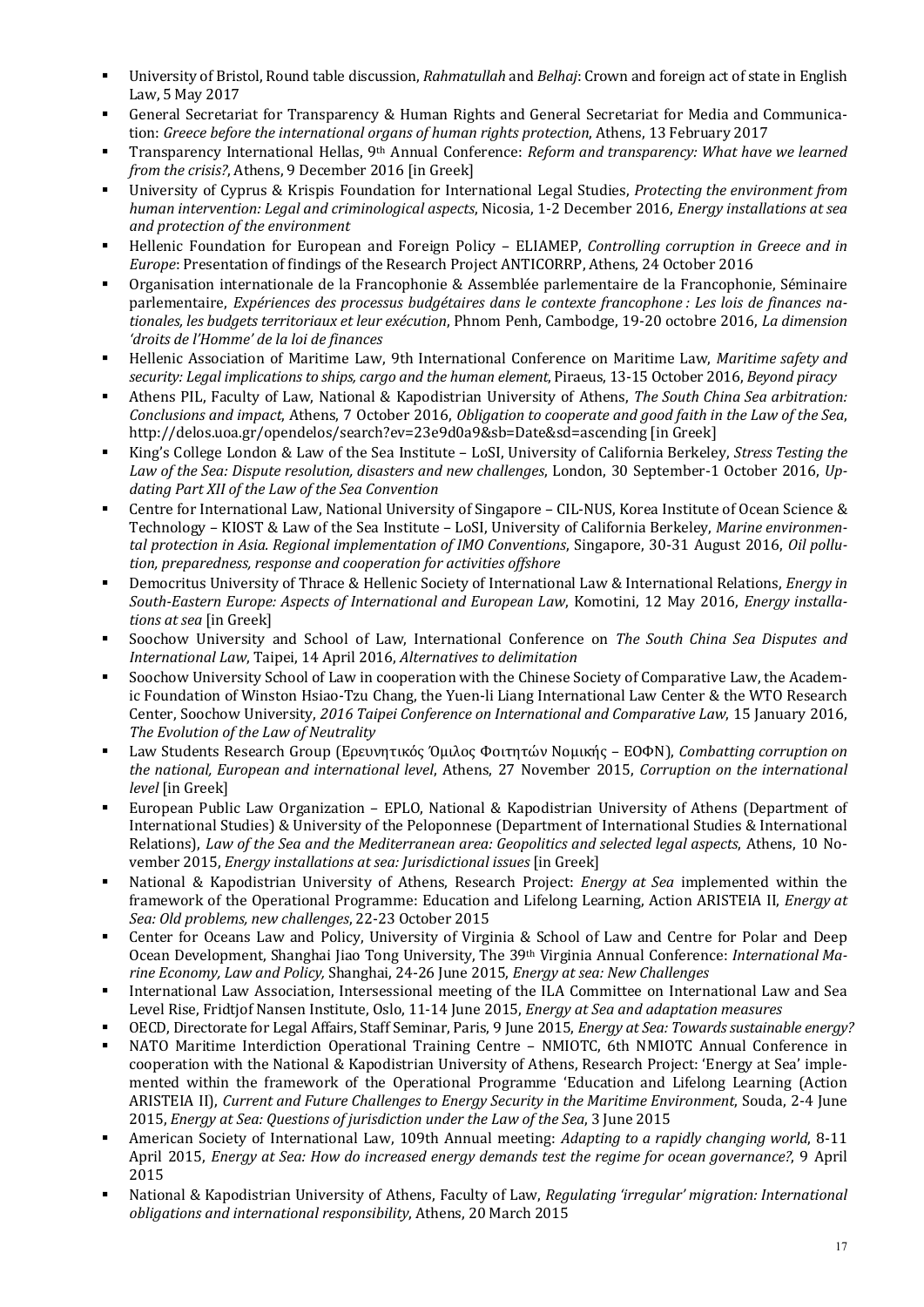- University of Bristol, Round table discussion, *Rahmatullah* and *Belhaj*: Crown and foreign act of state in English Law, 5 May 2017
- General Secretariat for Transparency & Human Rights and General Secretariat for Media and Communication: *Greece before the international organs of human rights protection*, Athens, 13 February 2017
- Transparency International Hellas, 9th Annual Conference: *Reform and transparency: What have we learned from the crisis?*, Athens, 9 December 2016 [in Greek]
- University of Cyprus & Krispis Foundation for International Legal Studies, *Protecting the environment from human intervention: Legal and criminological aspects*, Nicosia, 1-2 December 2016, *Energy installations at sea and protection of the environment*
- Hellenic Foundation for European and Foreign Policy – ELIAMEP, *Controlling corruption in Greece and in Europe*: Presentation of findings of the Research Project ANTICORRP, Athens, 24 October 2016
- Organisation internationale de la Francophonie & Assemblée parlementaire de la Francophonie, Séminaire parlementaire, *Expériences des processus budgétaires dans le contexte francophone : Les lois de finances nationales, les budgets territoriaux et leur exécution*, Phnom Penh, Cambodge, 19-20 octobre 2016, *La dimension 'droits de l'Homme' de la loi de finances*
- Hellenic Association of Maritime Law, 9th International Conference on Maritime Law, *Maritime safety and security: Legal implications to ships, cargo and the human element*, Piraeus, 13-15 October 2016, *Beyond piracy*
- Athens PIL, Faculty of Law, National & Kapodistrian University of Athens, *The South China Sea arbitration: Conclusions and impact*, Athens, 7 October 2016, *Obligation to cooperate and good faith in the Law of the Sea*, http://delos.uoa.gr/opendelos/search?ev=23e9d0a9&sb=Date&sd=ascending [in Greek]
- King's College London & Law of the Sea Institute – LoSI, University of California Berkeley, *Stress Testing the Law of the Sea: Dispute resolution, disasters and new challenges*, London, 30 September-1 October 2016, *Updating Part XII of the Law of the Sea Convention*
- Centre for International Law, National University of Singapore – CIL-NUS, Korea Institute of Ocean Science & Technology – KIOST & Law of the Sea Institute – LoSI, University of California Berkeley, *Marine environmental protection in Asia. Regional implementation of IMO Conventions*, Singapore, 30-31 August 2016, *Oil pollution, preparedness, response and cooperation for activities offshore*
- Democritus University of Thrace & Hellenic Society of International Law & International Relations, *Energy in South-Eastern Europe: Aspects of International and European Law*, Komotini, 12 May 2016, *Energy installations at sea* [in Greek]
- Soochow University and School of Law, International Conference on *The South China Sea Disputes and International Law*, Taipei, 14 April 2016, *Alternatives to delimitation*
- Soochow University School of Law in cooperation with the Chinese Society of Comparative Law, the Academic Foundation of Winston Hsiao-Tzu Chang, the Yuen-li Liang International Law Center & the WTO Research Center, Soochow University, *2016 Taipei Conference on International and Comparative Law*, 15 January 2016, *The Evolution of the Law of Neutrality*
- Law Students Research Group (Ερευνητικός Όμιλος Φοιτητών Νομικής – ΕΟΦΝ), *Combatting corruption on the national, European and international level*, Athens, 27 November 2015, *Corruption on the international level* [in Greek]
- European Public Law Organization – EPLO, National & Kapodistrian University of Athens (Department of International Studies) & University of the Peloponnese (Department of International Studies & International Relations), *Law of the Sea and the Mediterranean area: Geopolitics and selected legal aspects*, Athens, 10 November 2015, *Energy installations at sea: Jurisdictional issues* [in Greek]
- National & Kapodistrian University of Athens, Research Project: *Energy at Sea* implemented within the framework of the Operational Programme: Education and Lifelong Learning, Action ARISTEIA II, *Energy at Sea: Old problems, new challenges*, 22-23 October 2015
- Center for Oceans Law and Policy, University of Virginia & School of Law and Centre for Polar and Deep Ocean Development, Shanghai Jiao Tong University, The 39th Virginia Annual Conference: *International Marine Economy, Law and Policy,* Shanghai, 24-26 June 2015, *Energy at sea: New Challenges*
- International Law Association, Intersessional meeting of the ILA Committee on International Law and Sea Level Rise, Fridtjof Nansen Institute, Oslo, 11-14 June 2015, *Energy at Sea and adaptation measures*
- OECD, Directorate for Legal Affairs, Staff Seminar, Paris, 9 June 2015, *Energy at Sea: Towards sustainable energy?*
- NATO Maritime Interdiction Operational Training Centre – NMIOTC, 6th NMIOTC Annual Conference in cooperation with the National & Kapodistrian University of Athens, Research Project: 'Energy at Sea' implemented within the framework of the Operational Programme 'Education and Lifelong Learning (Action ARISTEIA II), *Current and Future Challenges to Energy Security in the Maritime Environment*, Souda, 2-4 June 2015, *Energy at Sea: Questions of jurisdiction under the Law of the Sea*, 3 June 2015
- American Society of International Law, 109th Annual meeting: *Adapting to a rapidly changing world*, 8-11 April 2015, *Energy at Sea: How do increased energy demands test the regime for ocean governance?*, 9 April 2015
- National & Kapodistrian University of Athens, Faculty of Law, *Regulating 'irregular' migration: International obligations and international responsibility*, Athens, 20 March 2015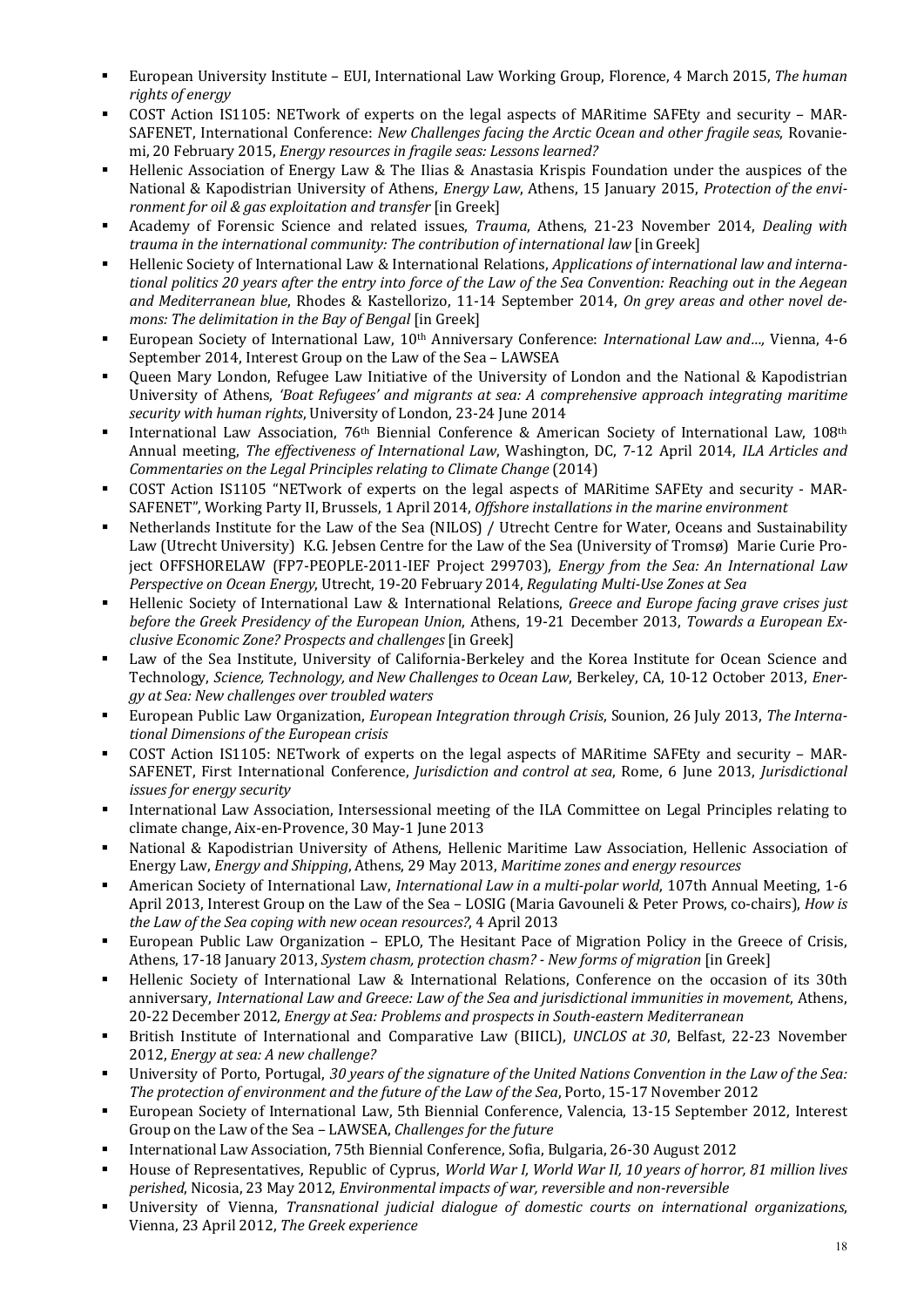- European University Institute – EUI, International Law Working Group, Florence, 4 March 2015, *The human rights of energy*
- COST Action IS1105: NETwork of experts on the legal aspects of MARitime SAFEty and security – MARSAFENET, International Conference: *New Challenges facing the Arctic Ocean and other fragile seas*, Rovaniemi, 20 February 2015, *Energy resources in fragile seas: Lessons learned?*
- Hellenic Association of Energy Law & The Ilias & Anastasia Krispis Foundation under the auspices of the National & Kapodistrian University of Athens, *Energy Law*, Athens, 15 January 2015, *Protection of the environment for oil & gas exploitation and transfer* [in Greek]
- Academy of Forensic Science and related issues, *Trauma*, Athens, 21-23 November 2014, *Dealing with trauma in the international community: The contribution of international law* [in Greek]
- Hellenic Society of International Law & International Relations, *Applications of international law and international politics 20 years after the entry into force of the Law of the Sea Convention: Reaching out in the Aegean and Mediterranean blue*, Rhodes & Kastellorizo, 11-14 September 2014, *On grey areas and other novel demons: The delimitation in the Bay of Bengal* [in Greek]
- European Society of International Law, 10th Anniversary Conference: *International Law and…,* Vienna, 4-6 September 2014, Interest Group on the Law of the Sea – LAWSEA
- Queen Mary London, Refugee Law Initiative of the University of London and the National & Kapodistrian University of Athens, *'Boat Refugees' and migrants at sea: A comprehensive approach integrating maritime security with human rights*, University of London, 23-24 June 2014
- International Law Association, 76th Biennial Conference & American Society of International Law, 108th Annual meeting, *The effectiveness of International Law*, Washington, DC, 7-12 April 2014, *ILA Articles and Commentaries on the Legal Principles relating to Climate Change* (2014)
- COST Action IS1105 "NETwork of experts on the legal aspects of MARitime SAFEty and security - MARSAFENET", Working Party II, Brussels, 1 April 2014, *Offshore installations in the marine environment*
- Netherlands Institute for the Law of the Sea (NILOS) / Utrecht Centre for Water, Oceans and Sustainability Law (Utrecht University) K.G. Jebsen Centre for the Law of the Sea (University of Tromsø) Marie Curie Project OFFSHORELAW (FP7-PEOPLE-2011-IEF Project 299703), *Energy from the Sea: An International Law Perspective on Ocean Energy*, Utrecht, 19-20 February 2014, *Regulating Multi-Use Zones at Sea*
- Hellenic Society of International Law & International Relations, *Greece and Europe facing grave crises just before the Greek Presidency of the European Union*, Athens, 19-21 December 2013, *Towards a European Exclusive Economic Zone? Prospects and challenges* [in Greek]
- Law of the Sea Institute, University of California-Berkeley and the Korea Institute for Ocean Science and Technology, *Science, Technology, and New Challenges to Ocean Law*, Berkeley, CA, 10-12 October 2013, *Energy at Sea: New challenges over troubled waters*
- European Public Law Organization, *European Integration through Crisis*, Sounion, 26 July 2013, *The International Dimensions of the European crisis*
- COST Action IS1105: NETwork of experts on the legal aspects of MARitime SAFEty and security – MARSAFENET, First International Conference, *Jurisdiction and control at sea*, Rome, 6 June 2013, *Jurisdictional issues for energy security*
- International Law Association, Intersessional meeting of the ILA Committee on Legal Principles relating to climate change, Aix-en-Provence, 30 May-1 June 2013
- National & Kapodistrian University of Athens, Hellenic Maritime Law Association, Hellenic Association of Energy Law, *Energy and Shipping*, Athens, 29 May 2013, *Maritime zones and energy resources*
- American Society of International Law, *International Law in a multi-polar world*, 107th Annual Meeting, 1-6 April 2013, Interest Group on the Law of the Sea – LOSIG (Maria Gavouneli & Peter Prows, co-chairs), *How is the Law of the Sea coping with new ocean resources?*, 4 April 2013
- European Public Law Organization – EPLO, The Hesitant Pace of Migration Policy in the Greece of Crisis, Athens, 17-18 January 2013, *System chasm, protection chasm? - New forms of migration* [in Greek]
- Hellenic Society of International Law & International Relations, Conference on the occasion of its 30th anniversary, *International Law and Greece: Law of the Sea and jurisdictional immunities in movement*, Athens, 20-22 December 2012, *Energy at Sea: Problems and prospects in South-eastern Mediterranean*
- British Institute of International and Comparative Law (BIICL), *UNCLOS at 30*, Belfast, 22-23 November 2012, *Energy at sea: A new challenge?*
- University of Porto, Portugal, *30 years of the signature of the United Nations Convention in the Law of the Sea: The protection of environment and the future of the Law of the Sea*, Porto, 15-17 November 2012
- European Society of International Law, 5th Biennial Conference, Valencia, 13-15 September 2012, Interest Group on the Law of the Sea – LAWSEA, *Challenges for the future*
- International Law Association, 75th Biennial Conference, Sofia, Bulgaria, 26-30 August 2012
- House of Representatives, Republic of Cyprus, *World War I, World War II, 10 years of horror, 81 million lives perished*, Nicosia, 23 May 2012, *Environmental impacts of war, reversible and non-reversible*
- University of Vienna, *Transnational judicial dialogue of domestic courts on international organizations*, Vienna, 23 April 2012, *The Greek experience*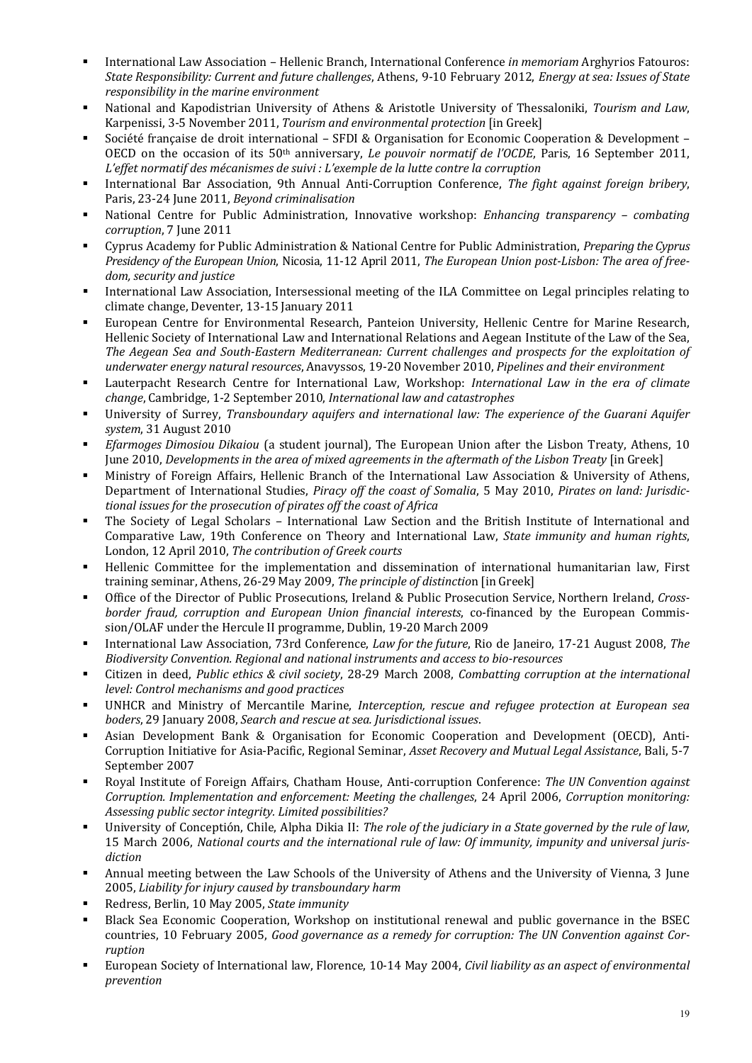- International Law Association – Hellenic Branch, International Conference *in memoriam* Arghyrios Fatouros: *State Responsibility: Current and future challenges*, Athens, 9-10 February 2012, *Energy at sea: Issues of State responsibility in the marine environment*
- National and Kapodistrian University of Athens & Aristotle University of Thessaloniki, *Tourism and Law*, Karpenissi, 3-5 November 2011, *Tourism and environmental protection* [in Greek]
- Société française de droit international – SFDI & Organisation for Economic Cooperation & Development – OECD on the occasion of its 50th anniversary, *Le pouvoir normatif de l'OCDE*, Paris, 16 September 2011, *L'effet normatif des mécanismes de suivi : L'exemple de la lutte contre la corruption*
- International Bar Association, 9th Annual Anti-Corruption Conference, *The fight against foreign bribery*, Paris, 23-24 June 2011, *Beyond criminalisation*
- National Centre for Public Administration, Innovative workshop: *Enhancing transparency – combating corruption*, 7 June 2011
- Cyprus Academy for Public Administration & National Centre for Public Administration, *Preparing the Cyprus Presidency of the European Union*, Nicosia, 11-12 April 2011, *The European Union post-Lisbon: The area of freedom, security and justice*
- International Law Association, Intersessional meeting of the ILA Committee on Legal principles relating to climate change, Deventer, 13-15 January 2011
- European Centre for Environmental Research, Panteion University, Hellenic Centre for Marine Research, Hellenic Society of International Law and International Relations and Aegean Institute of the Law of the Sea, *The Aegean Sea and South-Eastern Mediterranean: Current challenges and prospects for the exploitation of underwater energy natural resources*, Anavyssos, 19-20 November 2010, *Pipelines and their environment*
- Lauterpacht Research Centre for International Law, Workshop: *International Law in the era of climate change*, Cambridge, 1-2 September 2010, *International law and catastrophes*
- University of Surrey, *Transboundary aquifers and international law: The experience of the Guarani Aquifer system*, 31 August 2010
- *Efarmoges Dimosiou Dikaiou* (a student journal), The European Union after the Lisbon Treaty, Athens, 10 June 2010, *Developments in the area of mixed agreements in the aftermath of the Lisbon Treaty* [in Greek]
- Ministry of Foreign Affairs, Hellenic Branch of the International Law Association & University of Athens, Department of International Studies, *Piracy off the coast of Somalia*, 5 May 2010, *Pirates on land: Jurisdictional issues for the prosecution of pirates off the coast of Africa*
- The Society of Legal Scholars – International Law Section and the British Institute of International and Comparative Law, 19th Conference on Theory and International Law, *State immunity and human rights*, London, 12 April 2010, *The contribution of Greek courts*
- Hellenic Committee for the implementation and dissemination of international humanitarian law, First training seminar, Athens, 26-29 May 2009, *The principle of distinction* [in Greek]
- Office of the Director of Public Prosecutions, Ireland & Public Prosecution Service, Northern Ireland, *Cross-border fraud, corruption and European Union financial interests*, co-financed by the European Commission/OLAF under the Hercule II programme, Dublin, 19-20 March 2009
- International Law Association, 73rd Conference, *Law for the future*, Rio de Janeiro, 17-21 August 2008, *The Biodiversity Convention. Regional and national instruments and access to bio-resources*
- Citizen in deed, *Public ethics & civil society*, 28-29 March 2008, *Combatting corruption at the international level: Control mechanisms and good practices*
- UNHCR and Ministry of Mercantile Marine, *Interception, rescue and refugee protection at European sea boders*, 29 January 2008, *Search and rescue at sea. Jurisdictional issues*.
- Asian Development Bank & Organisation for Economic Cooperation and Development (OECD), Anti-Corruption Initiative for Asia-Pacific, Regional Seminar, *Asset Recovery and Mutual Legal Assistance*, Bali, 5-7 September 2007
- Royal Institute of Foreign Affairs, Chatham House, Anti-corruption Conference: *The UN Convention against Corruption. Implementation and enforcement: Meeting the challenges*, 24 April 2006, *Corruption monitoring: Assessing public sector integrity. Limited possibilities?*
- University of Conceptión, Chile, Alpha Dikia II: *The role of the judiciary in a State governed by the rule of law*, 15 March 2006, *National courts and the international rule of law: Of immunity, impunity and universal jurisdiction*
- Annual meeting between the Law Schools of the University of Athens and the University of Vienna, 3 June 2005, *Liability for injury caused by transboundary harm*
- Redress, Berlin, 10 May 2005, *State immunity*
- Black Sea Economic Cooperation, Workshop on institutional renewal and public governance in the BSEC countries, 10 February 2005, *Good governance as a remedy for corruption: The UN Convention against Corruption*
- European Society of International law, Florence, 10-14 May 2004, *Civil liability as an aspect of environmental prevention*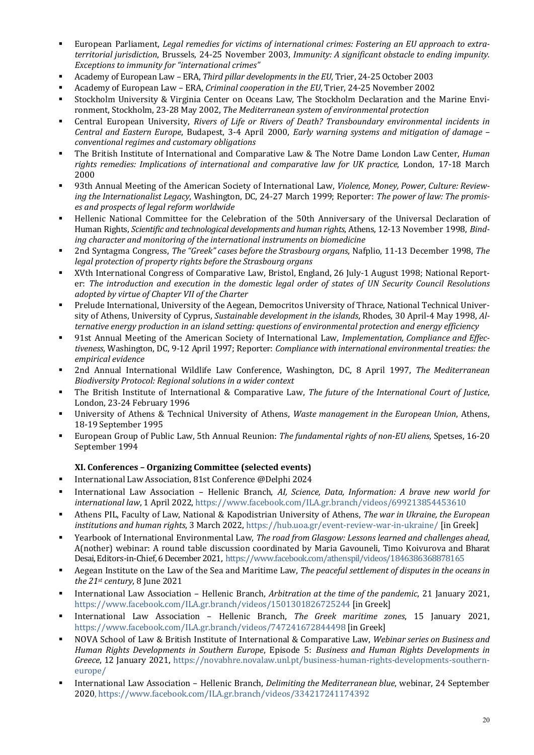- European Parliament, *Legal remedies for victims of international crimes: Fostering an EU approach to extra-territorial jurisdiction*, Brussels, 24-25 November 2003, *Immunity: A significant obstacle to ending impunity. Exceptions to immunity for "international crimes"*
- Academy of European Law – ERA, *Third pillar developments in the EU*, Trier, 24-25 October 2003
- Academy of European Law – ERA, *Criminal cooperation in the EU*, Trier, 24-25 November 2002
- Stockholm University & Virginia Center on Oceans Law, The Stockholm Declaration and the Marine Environment, Stockholm, 23-28 May 2002, *The Mediterranean system of environmental protection*
- Central European University, *Rivers of Life or Rivers of Death? Transboundary environmental incidents in Central and Eastern Europe*, Budapest, 3-4 April 2000, *Early warning systems and mitigation of damage – conventional regimes and customary obligations*
- The British Institute of International and Comparative Law & The Notre Dame London Law Center, *Human rights remedies: Implications of international and comparative law for UK practice*, London, 17-18 March 2000
- 93th Annual Meeting of the American Society of International Law, *Violence, Money, Power, Culture: Reviewing the Internationalist Legacy*, Washington, DC, 24-27 March 1999; Reporter: *The power of law: The promises and prospects of legal reform worldwide*
- Hellenic National Committee for the Celebration of the 50th Anniversary of the Universal Declaration of Human Rights, *Scientific and technological developments and human rights*, Athens, 12-13 November 1998, *Binding character and monitoring of the international instruments on biomedicine*
- 2nd Syntagma Congress, *The "Greek" cases before the Strasbourg organs*, Nafplio, 11-13 December 1998, *The legal protection of property rights before the Strasbourg organs*
- XVth International Congress of Comparative Law, Bristol, England, 26 July-1 August 1998; National Reporter: *The introduction and execution in the domestic legal order of states of UN Security Council Resolutions adopted by virtue of Chapter VII of the Charter*
- Prelude International, University of the Aegean, Democritos University of Thrace, National Technical University of Athens, University of Cyprus, *Sustainable development in the islands*, Rhodes, 30 April-4 May 1998, *Alternative energy production in an island setting: questions of environmental protection and energy efficiency*
- 91st Annual Meeting of the American Society of International Law, *Implementation, Compliance and Effectiveness*, Washington, DC, 9-12 April 1997; Reporter: *Compliance with international environmental treaties: the empirical evidence*
- 2nd Annual International Wildlife Law Conference, Washington, DC, 8 April 1997, *The Mediterranean Biodiversity Protocol: Regional solutions in a wider context*
- The British Institute of International & Comparative Law, *The future of the International Court of Justice*, London, 23-24 February 1996
- University of Athens & Technical University of Athens, *Waste management in the European Union*, Athens, 18-19 September 1995
- European Group of Public Law, 5th Annual Reunion: *The fundamental rights of non-EU aliens*, Spetses, 16-20 September 1994

### XI. Conferences – Organizing Committee (selected events)

- International Law Association, 81st Conference @Delphi 2024
- International Law Association – Hellenic Branch, *AI, Science, Data, Information: A brave new world for international law*, 1 April 2022, https://www.facebook.com/ILA.gr.branch/videos/699213854453610
- Athens PIL, Faculty of Law, National & Kapodistrian University of Athens, *The war in Ukraine, the European institutions and human rights*, 3 March 2022, https://hub.uoa.gr/event-review-war-in-ukraine/ [in Greek]
- Yearbook of International Environmental Law, *The road from Glasgow: Lessons learned and challenges ahead*, A(nother) webinar: A round table discussion coordinated by Maria Gavouneli, Timo Koivurova and Bharat Desai, Editors-in-Chief, 6 December 2021, https://www.facebook.com/athenspil/videos/1846386368878165
- Aegean Institute on the Law of the Sea and Maritime Law, *The peaceful settlement of disputes in the oceans in the 21st century*, 8 June 2021
- International Law Association – Hellenic Branch, *Arbitration at the time of the pandemic*, 21 January 2021, https://www.facebook.com/ILA.gr.branch/videos/1501301826725244 [in Greek]
- International Law Association – Hellenic Branch, *The Greek maritime zones*, 15 January 2021, https://www.facebook.com/ILA.gr.branch/videos/747241672844498 [in Greek]
- NOVA School of Law & British Institute of International & Comparative Law, *Webinar series on Business and Human Rights Developments in Southern Europe*, Episode 5: *Business and Human Rights Developments in Greece*, 12 January 2021, https://novabhre.novalaw.unl.pt/business-human-rights-developments-southern-europe/
- International Law Association – Hellenic Branch, *Delimiting the Mediterranean blue*, webinar, 24 September 2020, https://www.facebook.com/ILA.gr.branch/videos/334217241174392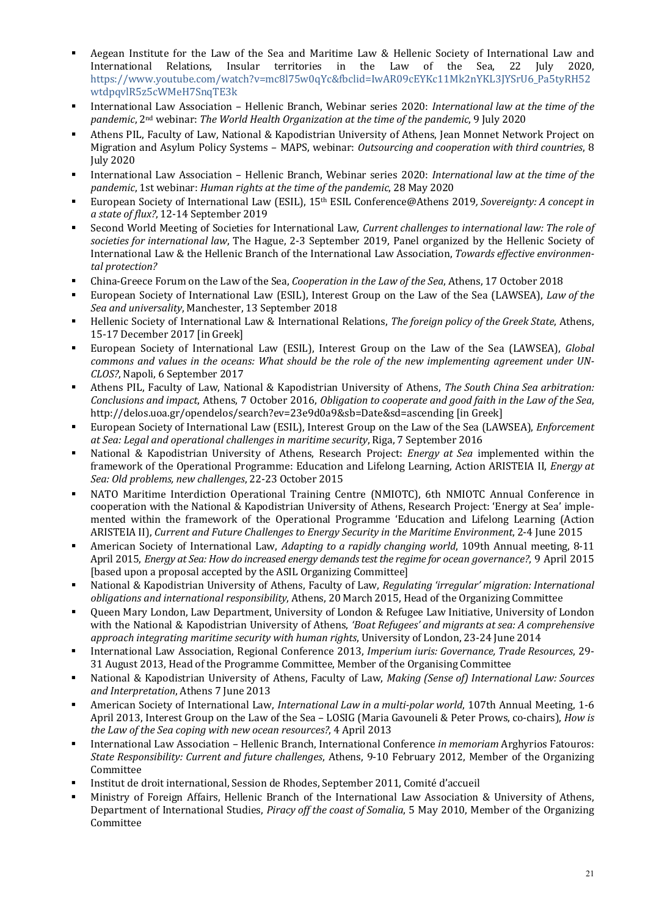- Aegean Institute for the Law of the Sea and Maritime Law & Hellenic Society of International Law and International Relations, Insular territories in the Law of the Sea, 22 July 2020, https://www.youtube.com/watch?v=mc8l75w0qYc&fbclid=IwAR09cEYKc11Mk2nYKL3JYSrU6_Pa5tyRH52wtdpqvlR5z5cWMeH7SnqTE3k
- International Law Association – Hellenic Branch, Webinar series 2020: *International law at the time of the pandemic*, 2nd webinar: *The World Health Organization at the time of the pandemic*, 9 July 2020
- Athens PIL, Faculty of Law, National & Kapodistrian University of Athens, Jean Monnet Network Project on Migration and Asylum Policy Systems – MAPS, webinar: *Outsourcing and cooperation with third countries*, 8 July 2020
- International Law Association – Hellenic Branch, Webinar series 2020: *International law at the time of the pandemic*, 1st webinar: *Human rights at the time of the pandemic*, 28 May 2020
- European Society of International Law (ESIL), 15th ESIL Conference@Athens 2019, *Sovereignty: A concept in a state of flux?*, 12-14 September 2019
- Second World Meeting of Societies for International Law, *Current challenges to international law: The role of societies for international law*, The Hague, 2-3 September 2019, Panel organized by the Hellenic Society of International Law & the Hellenic Branch of the International Law Association, *Towards effective environmental protection?*
- China-Greece Forum on the Law of the Sea, *Cooperation in the Law of the Sea*, Athens, 17 October 2018
- European Society of International Law (ESIL), Interest Group on the Law of the Sea (LAWSEA), *Law of the Sea and universality*, Manchester, 13 September 2018
- Hellenic Society of International Law & International Relations, *The foreign policy of the Greek State*, Athens, 15-17 December 2017 [in Greek]
- European Society of International Law (ESIL), Interest Group on the Law of the Sea (LAWSEA), *Global commons and values in the oceans: What should be the role of the new implementing agreement under UNCLOS?*, Napoli, 6 September 2017
- Athens PIL, Faculty of Law, National & Kapodistrian University of Athens, *The South China Sea arbitration: Conclusions and impact*, Athens, 7 October 2016, *Obligation to cooperate and good faith in the Law of the Sea*, http://delos.uoa.gr/opendelos/search?ev=23e9d0a9&sb=Date&sd=ascending [in Greek]
- European Society of International Law (ESIL), Interest Group on the Law of the Sea (LAWSEA), *Enforcement at Sea: Legal and operational challenges in maritime security*, Riga, 7 September 2016
- National & Kapodistrian University of Athens, Research Project: *Energy at Sea* implemented within the framework of the Operational Programme: Education and Lifelong Learning, Action ARISTEIA II, *Energy at Sea: Old problems, new challenges*, 22-23 October 2015
- NATO Maritime Interdiction Operational Training Centre (NMIOTC), 6th NMIOTC Annual Conference in cooperation with the National & Kapodistrian University of Athens, Research Project: 'Energy at Sea' implemented within the framework of the Operational Programme 'Education and Lifelong Learning (Action ARISTEIA II), *Current and Future Challenges to Energy Security in the Maritime Environment*, 2-4 June 2015
- American Society of International Law, *Adapting to a rapidly changing world*, 109th Annual meeting, 8-11 April 2015, *Energy at Sea: How do increased energy demands test the regime for ocean governance?*, 9 April 2015 [based upon a proposal accepted by the ASIL Organizing Committee]
- National & Kapodistrian University of Athens, Faculty of Law, *Regulating 'irregular' migration: International obligations and international responsibility*, Athens, 20 March 2015, Head of the Organizing Committee
- Queen Mary London, Law Department, University of London & Refugee Law Initiative, University of London with the National & Kapodistrian University of Athens, *'Boat Refugees' and migrants at sea: A comprehensive approach integrating maritime security with human rights*, University of London, 23-24 June 2014
- International Law Association, Regional Conference 2013, *Imperium iuris: Governance, Trade Resources*, 29-31 August 2013, Head of the Programme Committee, Member of the Organising Committee
- National & Kapodistrian University of Athens, Faculty of Law, *Making (Sense of) International Law: Sources and Interpretation*, Athens 7 June 2013
- American Society of International Law, *International Law in a multi-polar world*, 107th Annual Meeting, 1-6 April 2013, Interest Group on the Law of the Sea – LOSIG (Maria Gavouneli & Peter Prows, co-chairs), *How is the Law of the Sea coping with new ocean resources?*, 4 April 2013
- International Law Association – Hellenic Branch, International Conference *in memoriam* Arghyrios Fatouros: *State Responsibility: Current and future challenges*, Athens, 9-10 February 2012, Member of the Organizing Committee
- Institut de droit international, Session de Rhodes, September 2011, Comité d'accueil
- Ministry of Foreign Affairs, Hellenic Branch of the International Law Association & University of Athens, Department of International Studies, *Piracy off the coast of Somalia*, 5 May 2010, Member of the Organizing Committee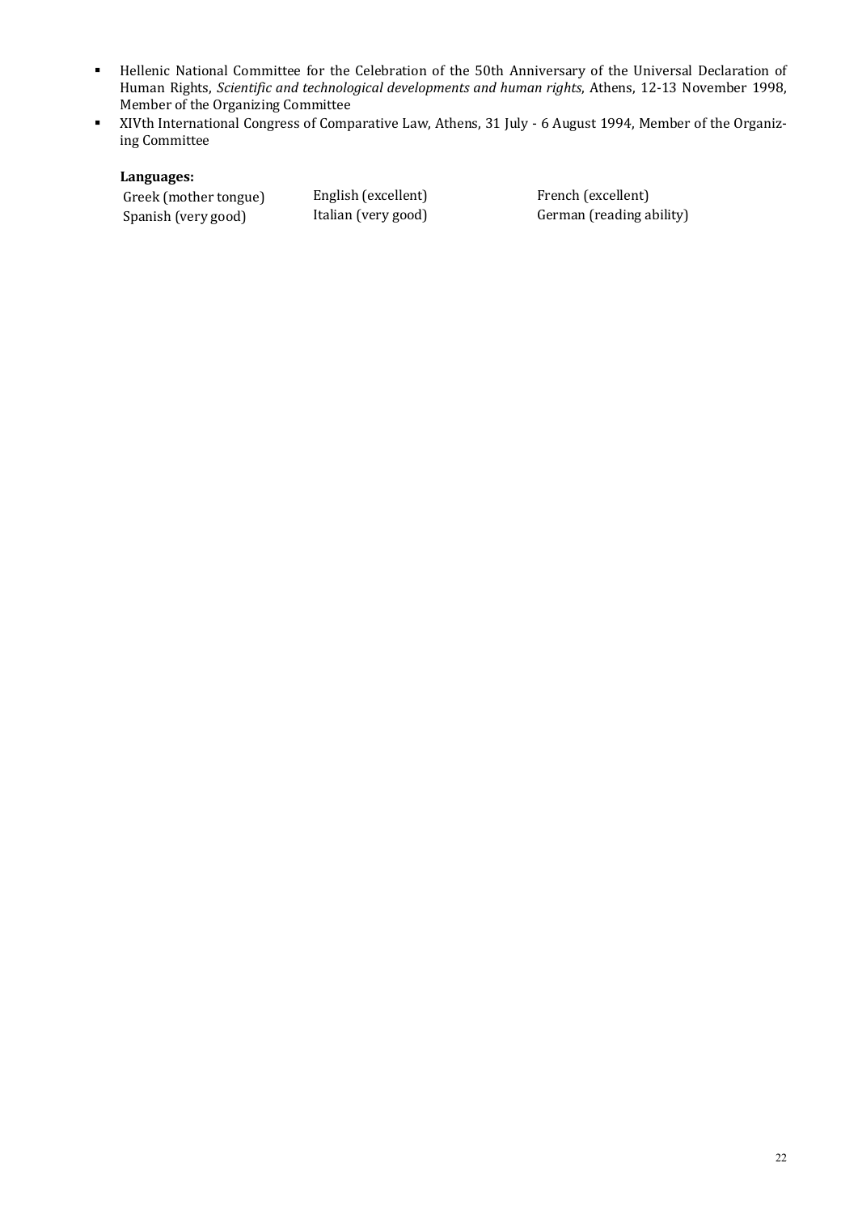- Hellenic National Committee for the Celebration of the 50th Anniversary of the Universal Declaration of Human Rights, *Scientific and technological developments and human rights*, Athens, 12-13 November 1998, Member of the Organizing Committee
- XIVth International Congress of Comparative Law, Athens, 31 July - 6 August 1994, Member of the Organizing Committee

**Languages:**

| | | |
|---|---|---|
| Greek (mother tongue) | English (excellent) | French (excellent) |
| Spanish (very good) | Italian (very good) | German (reading ability) |